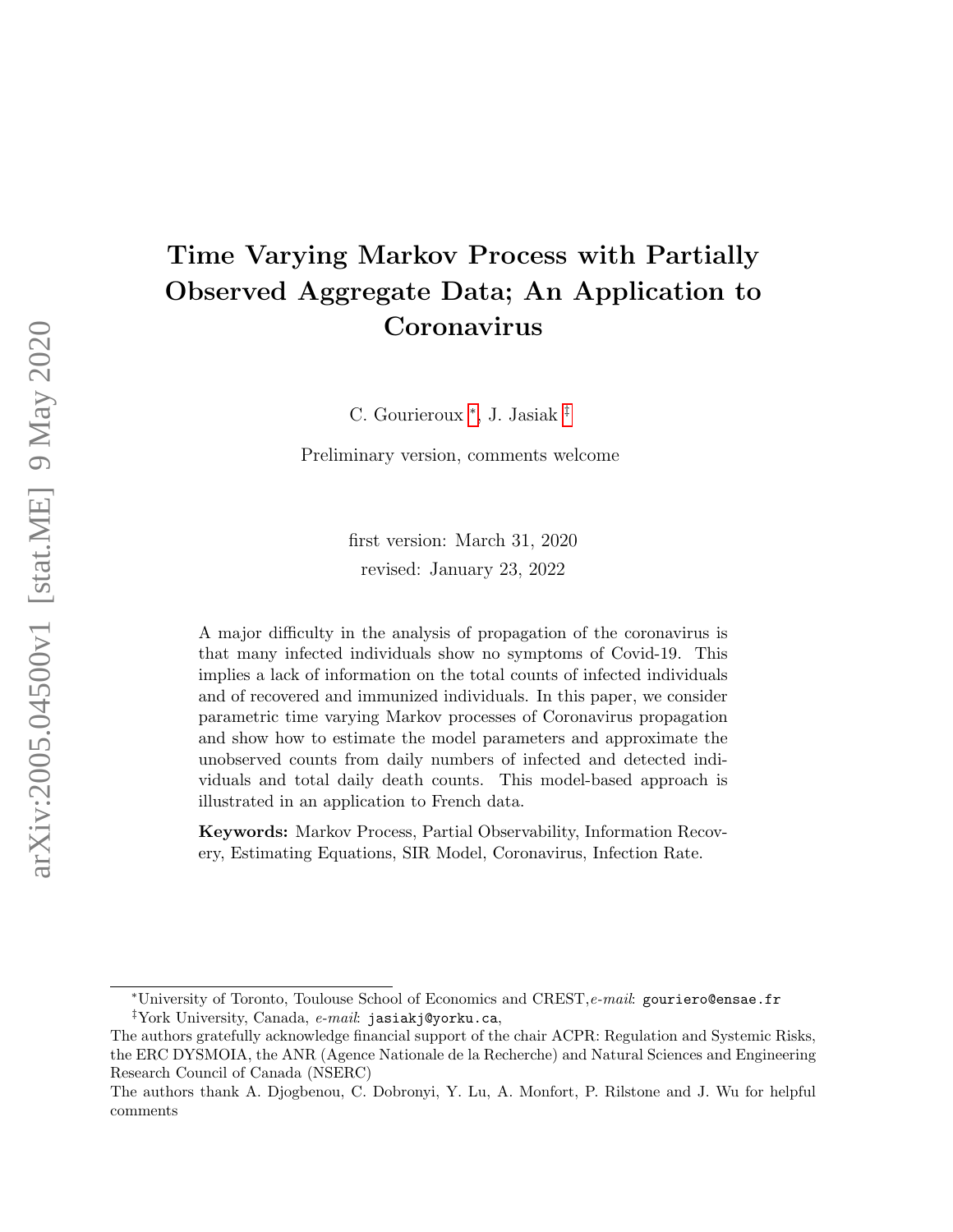# Time Varying Markov Process with Partially Observed Aggregate Data; An Application to Coronavirus

C. Gourieroux [*], J. Jasiak [‡]

Preliminary version, comments welcome

first version: March 31, 2020
revised: January 23, 2022

A major difficulty in the analysis of propagation of the coronavirus is that many infected individuals show no symptoms of Covid-19. This implies a lack of information on the total counts of infected individuals and of recovered and immunized individuals. In this paper, we consider parametric time varying Markov processes of Coronavirus propagation and show how to estimate the model parameters and approximate the unobserved counts from daily numbers of infected and detected individuals and total daily death counts. This model-based approach is illustrated in an application to French data.

**Keywords:** Markov Process, Partial Observability, Information Recovery, Estimating Equations, SIR Model, Coronavirus, Infection Rate.

[*] University of Toronto, Toulouse School of Economics and CREST, *e-mail*: `gouriero@ensae.fr`

[‡] York University, Canada, *e-mail*: `jasiakj@yorku.ca`,

The authors gratefully acknowledge financial support of the chair ACPR: Regulation and Systemic Risks, the ERC DYSMOIA, the ANR (Agence Nationale de la Recherche) and Natural Sciences and Engineering Research Council of Canada (NSERC)

The authors thank A. Djogbenou, C. Dobronyi, Y. Lu, A. Monfort, P. Rilstone and J. Wu for helpful comments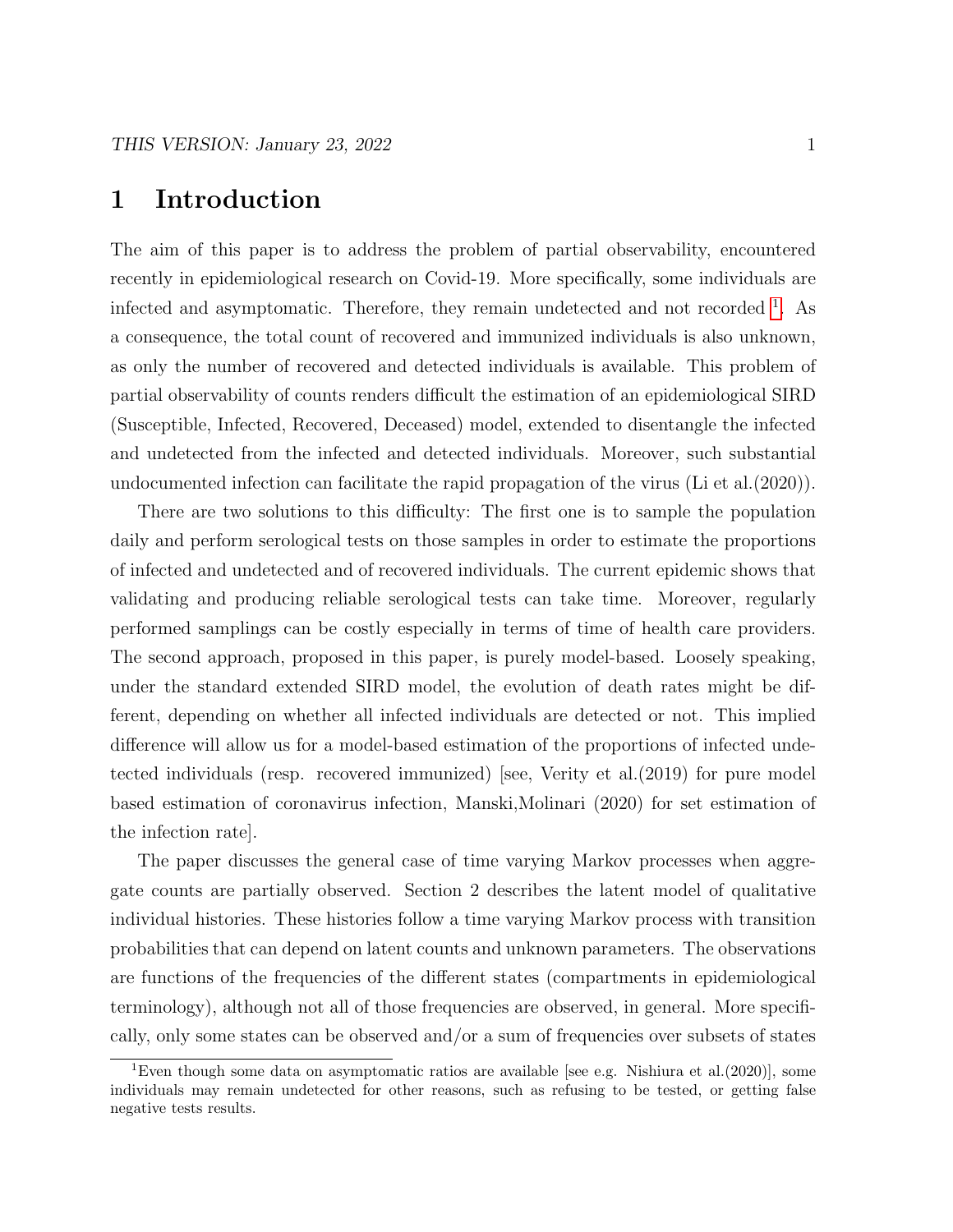# 1 Introduction

The aim of this paper is to address the problem of partial observability, encountered recently in epidemiological research on Covid-19. More specifically, some individuals are infected and asymptomatic. Therefore, they remain undetected and not recorded [1]. As a consequence, the total count of recovered and immunized individuals is also unknown, as only the number of recovered and detected individuals is available. This problem of partial observability of counts renders difficult the estimation of an epidemiological SIRD (Susceptible, Infected, Recovered, Deceased) model, extended to disentangle the infected and undetected from the infected and detected individuals. Moreover, such substantial undocumented infection can facilitate the rapid propagation of the virus (Li et al.(2020)).

There are two solutions to this difficulty: The first one is to sample the population daily and perform serological tests on those samples in order to estimate the proportions of infected and undetected and of recovered individuals. The current epidemic shows that validating and producing reliable serological tests can take time. Moreover, regularly performed samplings can be costly especially in terms of time of health care providers. The second approach, proposed in this paper, is purely model-based. Loosely speaking, under the standard extended SIRD model, the evolution of death rates might be different, depending on whether all infected individuals are detected or not. This implied difference will allow us for a model-based estimation of the proportions of infected undetected individuals (resp. recovered immunized) [see, Verity et al.(2019) for pure model based estimation of coronavirus infection, Manski,Molinari (2020) for set estimation of the infection rate].

The paper discusses the general case of time varying Markov processes when aggregate counts are partially observed. Section 2 describes the latent model of qualitative individual histories. These histories follow a time varying Markov process with transition probabilities that can depend on latent counts and unknown parameters. The observations are functions of the frequencies of the different states (compartments in epidemiological terminology), although not all of those frequencies are observed, in general. More specifically, only some states can be observed and/or a sum of frequencies over subsets of states

[1] Even though some data on asymptomatic ratios are available [see e.g. Nishiura et al.(2020)], some individuals may remain undetected for other reasons, such as refusing to be tested, or getting false negative tests results.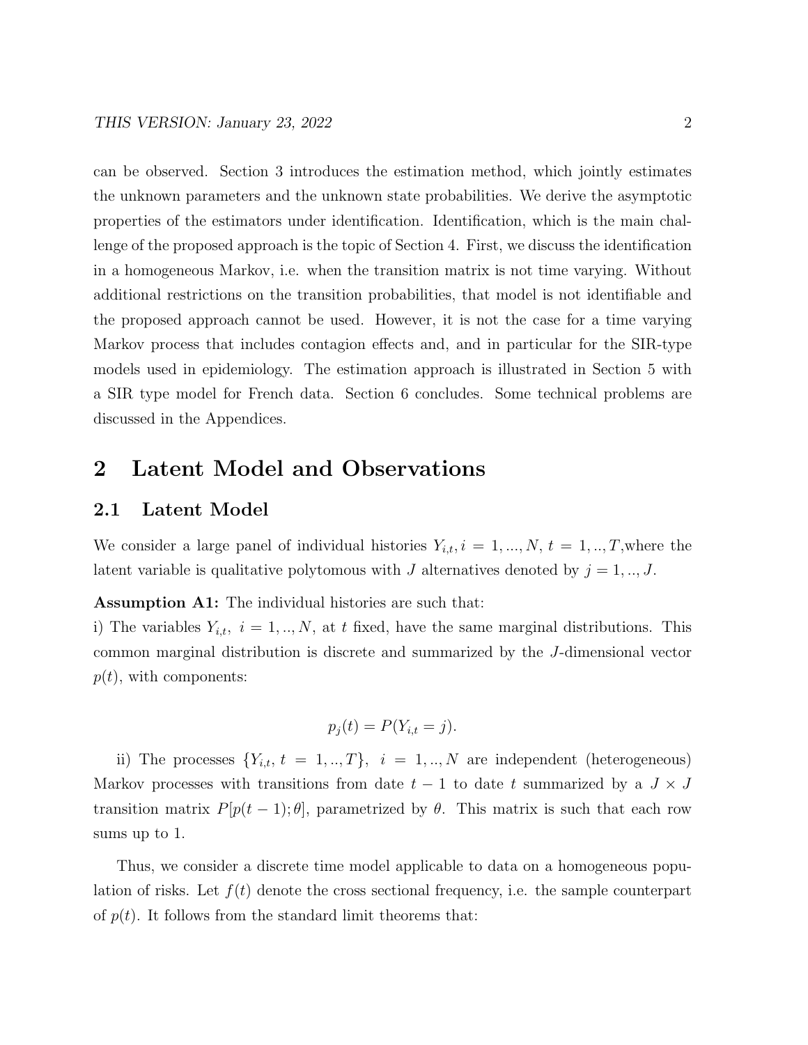can be observed. Section 3 introduces the estimation method, which jointly estimates the unknown parameters and the unknown state probabilities. We derive the asymptotic properties of the estimators under identification. Identification, which is the main challenge of the proposed approach is the topic of Section 4. First, we discuss the identification in a homogeneous Markov, i.e. when the transition matrix is not time varying. Without additional restrictions on the transition probabilities, that model is not identifiable and the proposed approach cannot be used. However, it is not the case for a time varying Markov process that includes contagion effects and, and in particular for the SIR-type models used in epidemiology. The estimation approach is illustrated in Section 5 with a SIR type model for French data. Section 6 concludes. Some technical problems are discussed in the Appendices.

# 2 Latent Model and Observations

## 2.1 Latent Model

We consider a large panel of individual histories $Y_{i,t}, i = 1, ..., N,\ t = 1, .., T$,where the latent variable is qualitative polytomous with $J$ alternatives denoted by $j = 1, .., J$.

**Assumption A1:** The individual histories are such that:
i) The variables $Y_{i,t},\ i = 1, .., N$, at $t$ fixed, have the same marginal distributions. This common marginal distribution is discrete and summarized by the $J$-dimensional vector $p(t)$, with components:

$$p_j(t) = P(Y_{i,t} = j).$$

ii) The processes $\{Y_{i,t},\ t = 1, .., T\},\ \ i = 1, .., N$ are independent (heterogeneous) Markov processes with transitions from date $t-1$ to date $t$ summarized by a $J \times J$ transition matrix $P[p(t-1); \theta]$, parametrized by $\theta$. This matrix is such that each row sums up to 1.

Thus, we consider a discrete time model applicable to data on a homogeneous population of risks. Let $f(t)$ denote the cross sectional frequency, i.e. the sample counterpart of $p(t)$. It follows from the standard limit theorems that: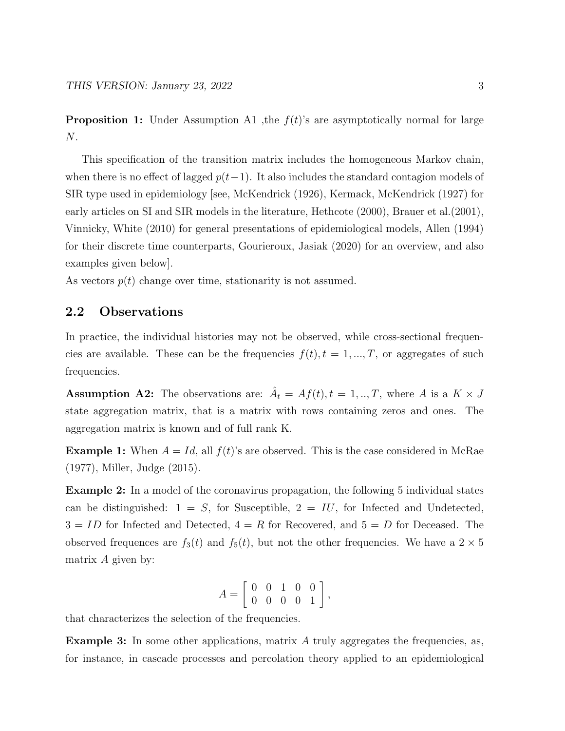**Proposition 1:** Under Assumption A1 ,the $f(t)$'s are asymptotically normal for large $N$.

This specification of the transition matrix includes the homogeneous Markov chain, when there is no effect of lagged $p(t-1)$. It also includes the standard contagion models of SIR type used in epidemiology [see, McKendrick (1926), Kermack, McKendrick (1927) for early articles on SI and SIR models in the literature, Hethcote (2000), Brauer et al.(2001), Vinnicky, White (2010) for general presentations of epidemiological models, Allen (1994) for their discrete time counterparts, Gourieroux, Jasiak (2020) for an overview, and also examples given below].

As vectors $p(t)$ change over time, stationarity is not assumed.

## 2.2 Observations

In practice, the individual histories may not be observed, while cross-sectional frequencies are available. These can be the frequencies $f(t), t = 1, ..., T$, or aggregates of such frequencies.

**Assumption A2:** The observations are: $\hat{A}_t = Af(t), t = 1, .., T$, where $A$ is a $K \times J$ state aggregation matrix, that is a matrix with rows containing zeros and ones. The aggregation matrix is known and of full rank K.

**Example 1:** When $A = Id$, all $f(t)$'s are observed. This is the case considered in McRae (1977), Miller, Judge (2015).

**Example 2:** In a model of the coronavirus propagation, the following 5 individual states can be distinguished: $1 = S$, for Susceptible, $2 = IU$, for Infected and Undetected, $3 = ID$ for Infected and Detected, $4 = R$ for Recovered, and $5 = D$ for Deceased. The observed frequences are $f_3(t)$ and $f_5(t)$, but not the other frequencies. We have a $2 \times 5$ matrix $A$ given by:

$$A = \begin{bmatrix} 0 & 0 & 1 & 0 & 0 \\ 0 & 0 & 0 & 0 & 1 \end{bmatrix},$$

that characterizes the selection of the frequencies.

**Example 3:** In some other applications, matrix $A$ truly aggregates the frequencies, as, for instance, in cascade processes and percolation theory applied to an epidemiological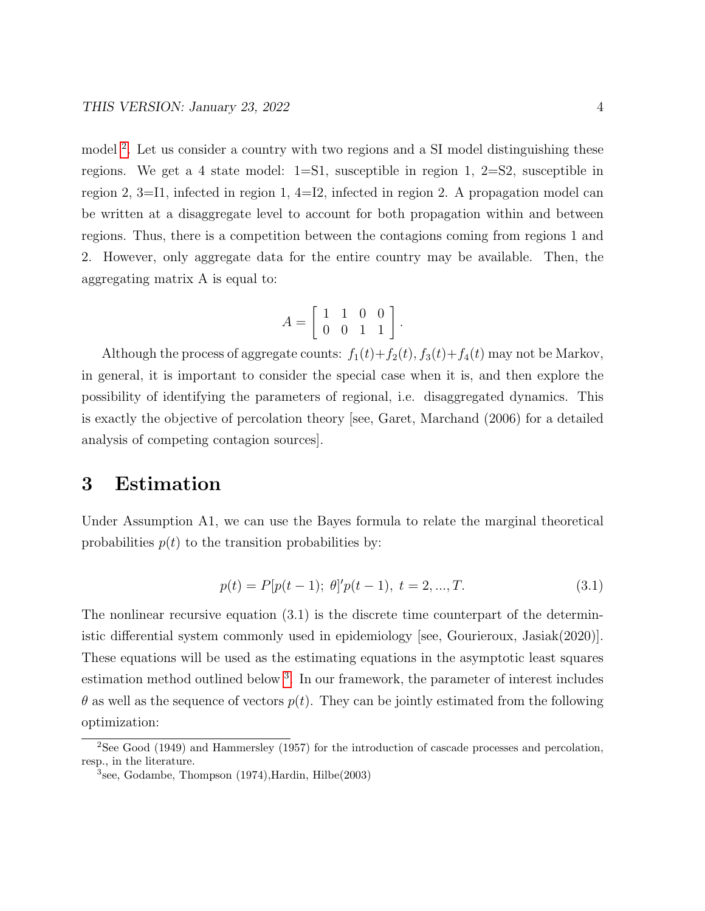model [2]. Let us consider a country with two regions and a SI model distinguishing these regions. We get a 4 state model: 1=S1, susceptible in region 1, 2=S2, susceptible in region 2, 3=I1, infected in region 1, 4=I2, infected in region 2. A propagation model can be written at a disaggregate level to account for both propagation within and between regions. Thus, there is a competition between the contagions coming from regions 1 and 2. However, only aggregate data for the entire country may be available. Then, the aggregating matrix A is equal to:

$$A = \begin{bmatrix} 1 & 1 & 0 & 0 \\ 0 & 0 & 1 & 1 \end{bmatrix}.$$

Although the process of aggregate counts: $f_1(t)+f_2(t), f_3(t)+f_4(t)$ may not be Markov, in general, it is important to consider the special case when it is, and then explore the possibility of identifying the parameters of regional, i.e. disaggregated dynamics. This is exactly the objective of percolation theory [see, Garet, Marchand (2006) for a detailed analysis of competing contagion sources].

# 3 Estimation

Under Assumption A1, we can use the Bayes formula to relate the marginal theoretical probabilities $p(t)$ to the transition probabilities by:

$$p(t) = P[p(t-1);\, \theta]' p(t-1),\ t = 2, ..., T. \tag{3.1}$$

The nonlinear recursive equation (3.1) is the discrete time counterpart of the deterministic differential system commonly used in epidemiology [see, Gourieroux, Jasiak(2020)]. These equations will be used as the estimating equations in the asymptotic least squares estimation method outlined below [3]. In our framework, the parameter of interest includes $\theta$ as well as the sequence of vectors $p(t)$. They can be jointly estimated from the following optimization:

---

[2] See Good (1949) and Hammersley (1957) for the introduction of cascade processes and percolation, resp., in the literature.

[3] see, Godambe, Thompson (1974),Hardin, Hilbe(2003)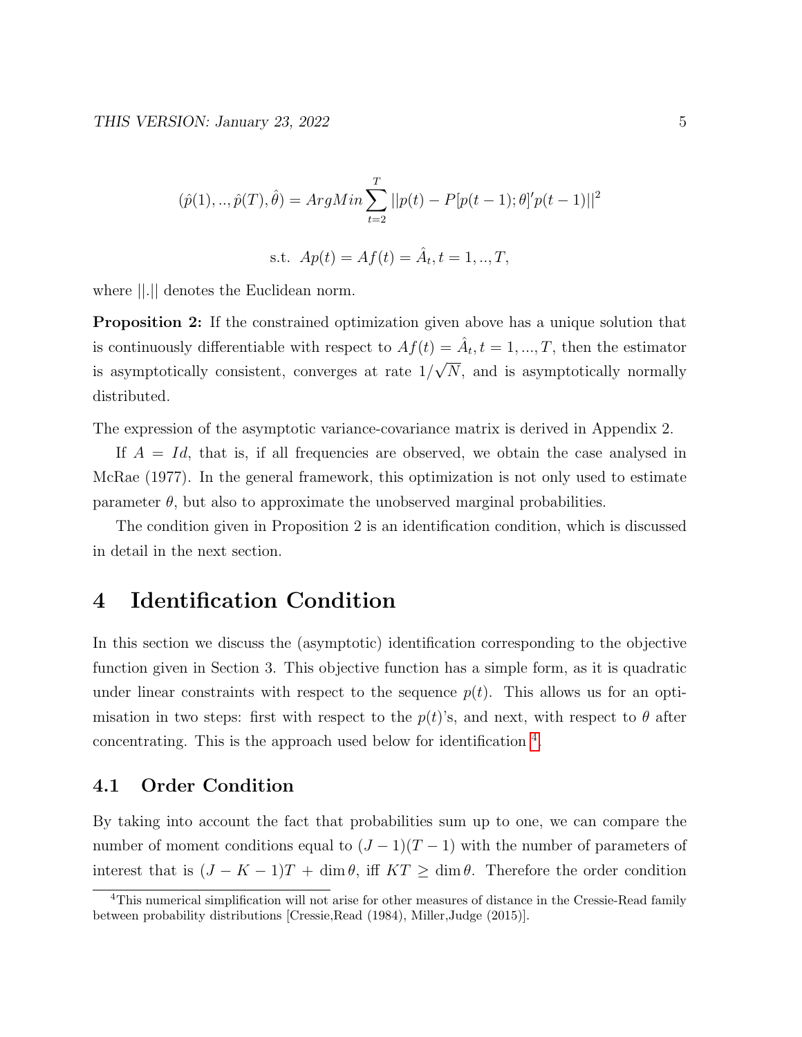$$(\hat{p}(1),..,\hat{p}(T),\hat{\theta}) = ArgMin \sum_{t=2}^{T} ||p(t) - P[p(t-1);\theta]' p(t-1)||^2$$

$$\text{s.t. } Ap(t) = Af(t) = \hat{A}_t, t = 1,..,T,$$

where $||.||$ denotes the Euclidean norm.

**Proposition 2:** If the constrained optimization given above has a unique solution that is continuously differentiable with respect to $Af(t) = \hat{A}_t, t = 1,...,T$, then the estimator is asymptotically consistent, converges at rate $1/\sqrt{N}$, and is asymptotically normally distributed.

The expression of the asymptotic variance-covariance matrix is derived in Appendix 2.

If $A = Id$, that is, if all frequencies are observed, we obtain the case analysed in McRae (1977). In the general framework, this optimization is not only used to estimate parameter $\theta$, but also to approximate the unobserved marginal probabilities.

The condition given in Proposition 2 is an identification condition, which is discussed in detail in the next section.

# 4 Identification Condition

In this section we discuss the (asymptotic) identification corresponding to the objective function given in Section 3. This objective function has a simple form, as it is quadratic under linear constraints with respect to the sequence $p(t)$. This allows us for an optimisation in two steps: first with respect to the $p(t)$'s, and next, with respect to $\theta$ after concentrating. This is the approach used below for identification [4].

## 4.1 Order Condition

By taking into account the fact that probabilities sum up to one, we can compare the number of moment conditions equal to $(J-1)(T-1)$ with the number of parameters of interest that is $(J-K-1)T + \dim\theta$, iff $KT \geq \dim\theta$. Therefore the order condition

[4] This numerical simplification will not arise for other measures of distance in the Cressie-Read family between probability distributions [Cressie,Read (1984), Miller,Judge (2015)].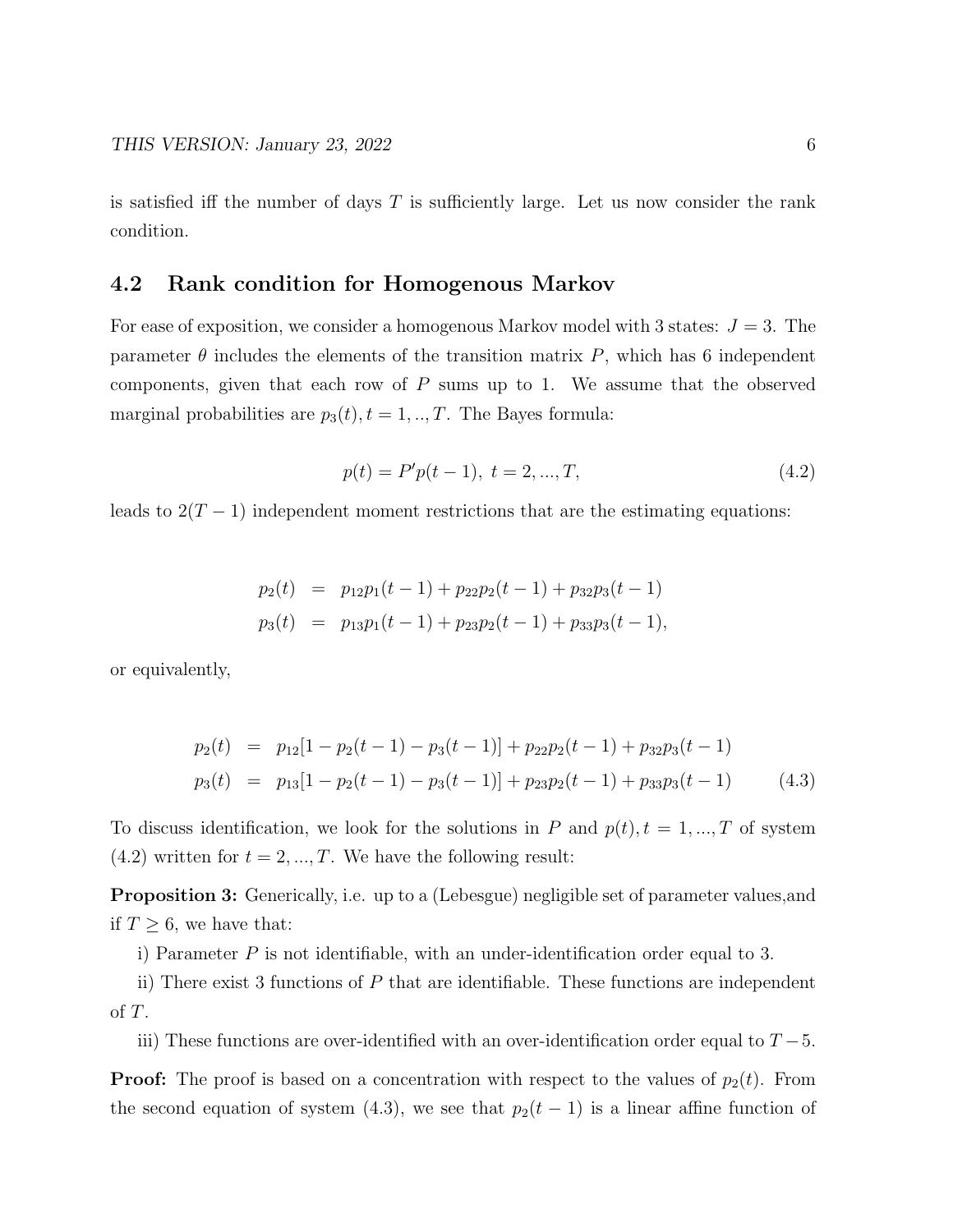is satisfied iff the number of days $T$ is sufficiently large. Let us now consider the rank condition.

## 4.2 Rank condition for Homogenous Markov

For ease of exposition, we consider a homogenous Markov model with 3 states: $J = 3$. The parameter $\theta$ includes the elements of the transition matrix $P$, which has 6 independent components, given that each row of $P$ sums up to 1. We assume that the observed marginal probabilities are $p_3(t), t = 1, .., T$. The Bayes formula:

$$p(t) = P'p(t-1),\ t = 2, ..., T, \tag{4.2}$$

leads to $2(T-1)$ independent moment restrictions that are the estimating equations:

$$\begin{aligned}
p_2(t) &= p_{12}p_1(t-1) + p_{22}p_2(t-1) + p_{32}p_3(t-1) \\
p_3(t) &= p_{13}p_1(t-1) + p_{23}p_2(t-1) + p_{33}p_3(t-1),
\end{aligned}$$

or equivalently,

$$\begin{aligned}
p_2(t) &= p_{12}[1 - p_2(t-1) - p_3(t-1)] + p_{22}p_2(t-1) + p_{32}p_3(t-1) \\
p_3(t) &= p_{13}[1 - p_2(t-1) - p_3(t-1)] + p_{23}p_2(t-1) + p_{33}p_3(t-1)
\end{aligned} \tag{4.3}$$

To discuss identification, we look for the solutions in $P$ and $p(t), t = 1, ..., T$ of system (4.2) written for $t = 2, ..., T$. We have the following result:

**Proposition 3:** Generically, i.e. up to a (Lebesgue) negligible set of parameter values,and if $T \geq 6$, we have that:

i) Parameter $P$ is not identifiable, with an under-identification order equal to 3.

ii) There exist 3 functions of $P$ that are identifiable. These functions are independent of $T$.

iii) These functions are over-identified with an over-identification order equal to $T - 5$.

**Proof:** The proof is based on a concentration with respect to the values of $p_2(t)$. From the second equation of system (4.3), we see that $p_2(t-1)$ is a linear affine function of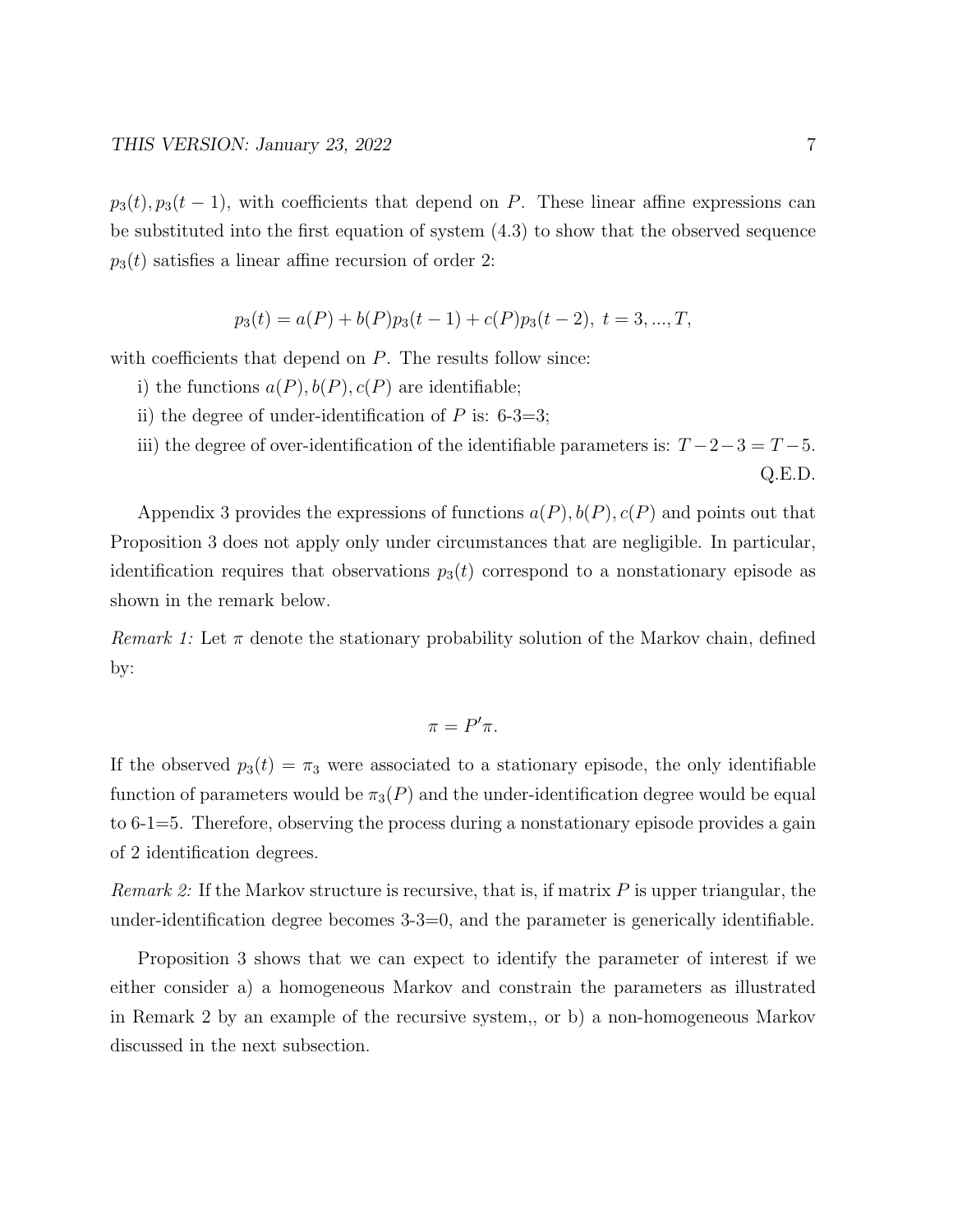$p_3(t), p_3(t-1)$, with coefficients that depend on $P$. These linear affine expressions can be substituted into the first equation of system (4.3) to show that the observed sequence $p_3(t)$ satisfies a linear affine recursion of order 2:

$$p_3(t) = a(P) + b(P)p_3(t-1) + c(P)p_3(t-2),\ t = 3, ..., T,$$

with coefficients that depend on $P$. The results follow since:

i) the functions $a(P), b(P), c(P)$ are identifiable;

ii) the degree of under-identification of $P$ is: 6-3=3;

iii) the degree of over-identification of the identifiable parameters is: $T-2-3 = T-5$.

Q.E.D.

Appendix 3 provides the expressions of functions $a(P), b(P), c(P)$ and points out that Proposition 3 does not apply only under circumstances that are negligible. In particular, identification requires that observations $p_3(t)$ correspond to a nonstationary episode as shown in the remark below.

*Remark 1:* Let $\pi$ denote the stationary probability solution of the Markov chain, defined by:

$$\pi = P'\pi.$$

If the observed $p_3(t) = \pi_3$ were associated to a stationary episode, the only identifiable function of parameters would be $\pi_3(P)$ and the under-identification degree would be equal to 6-1=5. Therefore, observing the process during a nonstationary episode provides a gain of 2 identification degrees.

*Remark 2:* If the Markov structure is recursive, that is, if matrix $P$ is upper triangular, the under-identification degree becomes 3-3=0, and the parameter is generically identifiable.

Proposition 3 shows that we can expect to identify the parameter of interest if we either consider a) a homogeneous Markov and constrain the parameters as illustrated in Remark 2 by an example of the recursive system,, or b) a non-homogeneous Markov discussed in the next subsection.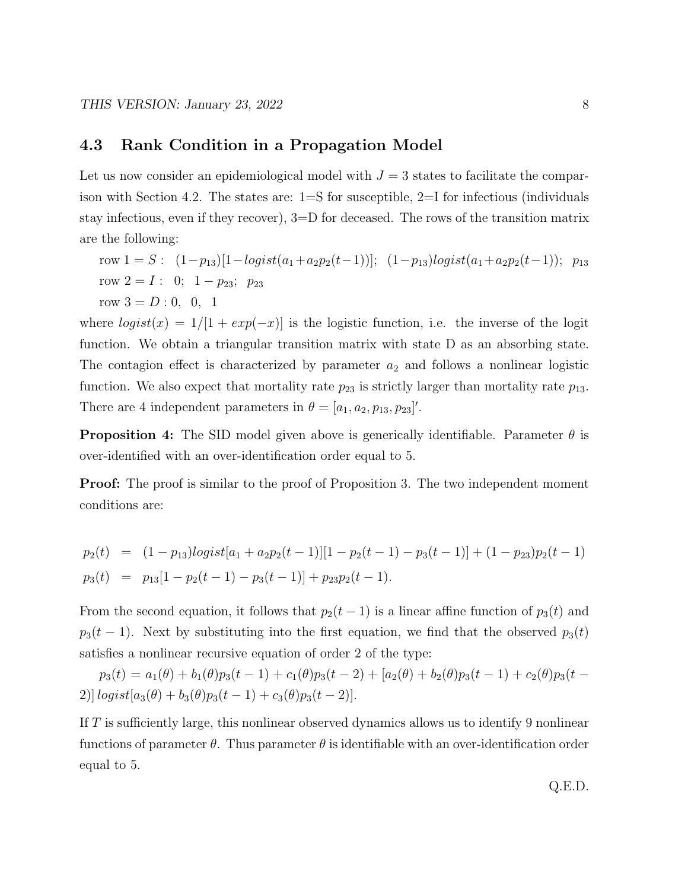## 4.3 Rank Condition in a Propagation Model

Let us now consider an epidemiological model with $J = 3$ states to facilitate the comparison with Section 4.2. The states are: 1=S for susceptible, 2=I for infectious (individuals stay infectious, even if they recover), 3=D for deceased. The rows of the transition matrix are the following:

row $1 = S$ : $(1-p_{13})[1-logist(a_1+a_2p_2(t-1))]$; $(1-p_{13})logist(a_1+a_2p_2(t-1))$; $p_{13}$

row $2 = I$ : $0$; $1 - p_{23}$; $p_{23}$

row $3 = D$ : $0$, $0$, $1$

where $logist(x) = 1/[1 + exp(-x)]$ is the logistic function, i.e. the inverse of the logit function. We obtain a triangular transition matrix with state D as an absorbing state. The contagion effect is characterized by parameter $a_2$ and follows a nonlinear logistic function. We also expect that mortality rate $p_{23}$ is strictly larger than mortality rate $p_{13}$. There are 4 independent parameters in $\theta = [a_1, a_2, p_{13}, p_{23}]'$.

**Proposition 4:** The SID model given above is generically identifiable. Parameter $\theta$ is over-identified with an over-identification order equal to 5.

**Proof:** The proof is similar to the proof of Proposition 3. The two independent moment conditions are:

$$
\begin{aligned}
p_2(t) &= (1-p_{13})logist[a_1 + a_2p_2(t-1)][1 - p_2(t-1) - p_3(t-1)] + (1-p_{23})p_2(t-1) \\
p_3(t) &= p_{13}[1 - p_2(t-1) - p_3(t-1)] + p_{23}p_2(t-1).
\end{aligned}
$$

From the second equation, it follows that $p_2(t-1)$ is a linear affine function of $p_3(t)$ and $p_3(t-1)$. Next by substituting into the first equation, we find that the observed $p_3(t)$ satisfies a nonlinear recursive equation of order 2 of the type:

$p_3(t) = a_1(\theta) + b_1(\theta)p_3(t-1) + c_1(\theta)p_3(t-2) + [a_2(\theta) + b_2(\theta)p_3(t-1) + c_2(\theta)p_3(t-2)]\, logist[a_3(\theta) + b_3(\theta)p_3(t-1) + c_3(\theta)p_3(t-2)]$.

If $T$ is sufficiently large, this nonlinear observed dynamics allows us to identify 9 nonlinear functions of parameter $\theta$. Thus parameter $\theta$ is identifiable with an over-identification order equal to 5.

Q.E.D.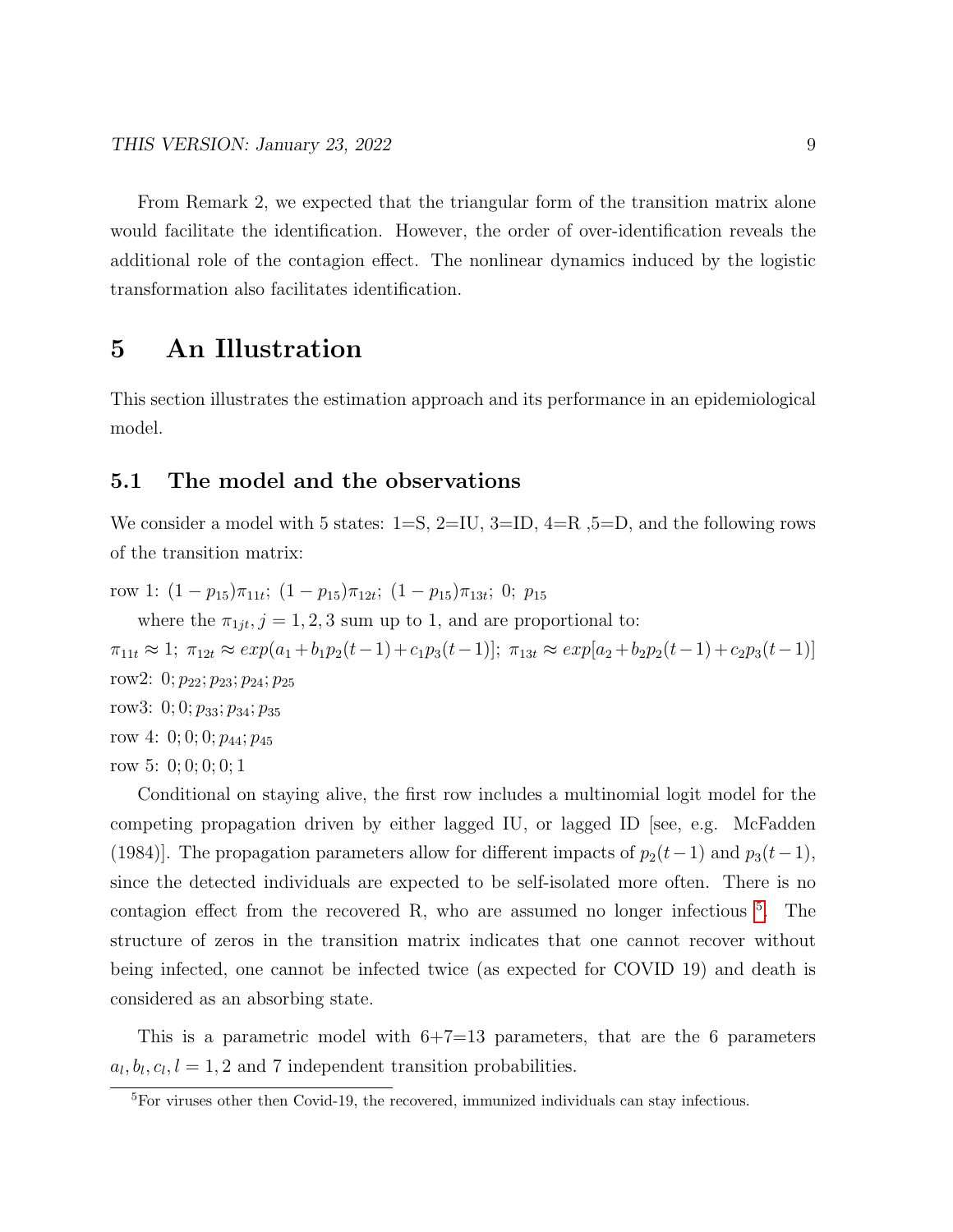From Remark 2, we expected that the triangular form of the transition matrix alone would facilitate the identification. However, the order of over-identification reveals the additional role of the contagion effect. The nonlinear dynamics induced by the logistic transformation also facilitates identification.

# 5 An Illustration

This section illustrates the estimation approach and its performance in an epidemiological model.

## 5.1 The model and the observations

We consider a model with 5 states: 1=S, 2=IU, 3=ID, 4=R ,5=D, and the following rows of the transition matrix:

row 1: $(1-p_{15})\pi_{11t}$; $(1-p_{15})\pi_{12t}$; $(1-p_{15})\pi_{13t}$; 0; $p_{15}$

where the $\pi_{1jt}, j=1,2,3$ sum up to 1, and are proportional to:

$\pi_{11t} \approx 1$; $\pi_{12t} \approx exp(a_1 + b_1 p_2(t-1) + c_1 p_3(t-1)]$; $\pi_{13t} \approx exp[a_2 + b_2 p_2(t-1) + c_2 p_3(t-1)]$

row2: $0; p_{22}; p_{23}; p_{24}; p_{25}$

row3: $0; 0; p_{33}; p_{34}; p_{35}$

row 4: $0; 0; 0; p_{44}; p_{45}$

row 5: $0; 0; 0; 0; 1$

Conditional on staying alive, the first row includes a multinomial logit model for the competing propagation driven by either lagged IU, or lagged ID [see, e.g. McFadden (1984)]. The propagation parameters allow for different impacts of $p_2(t-1)$ and $p_3(t-1)$, since the detected individuals are expected to be self-isolated more often. There is no contagion effect from the recovered R, who are assumed no longer infectious [5]. The structure of zeros in the transition matrix indicates that one cannot recover without being infected, one cannot be infected twice (as expected for COVID 19) and death is considered as an absorbing state.

This is a parametric model with 6+7=13 parameters, that are the 6 parameters $a_l, b_l, c_l, l = 1, 2$ and 7 independent transition probabilities.

[5] For viruses other then Covid-19, the recovered, immunized individuals can stay infectious.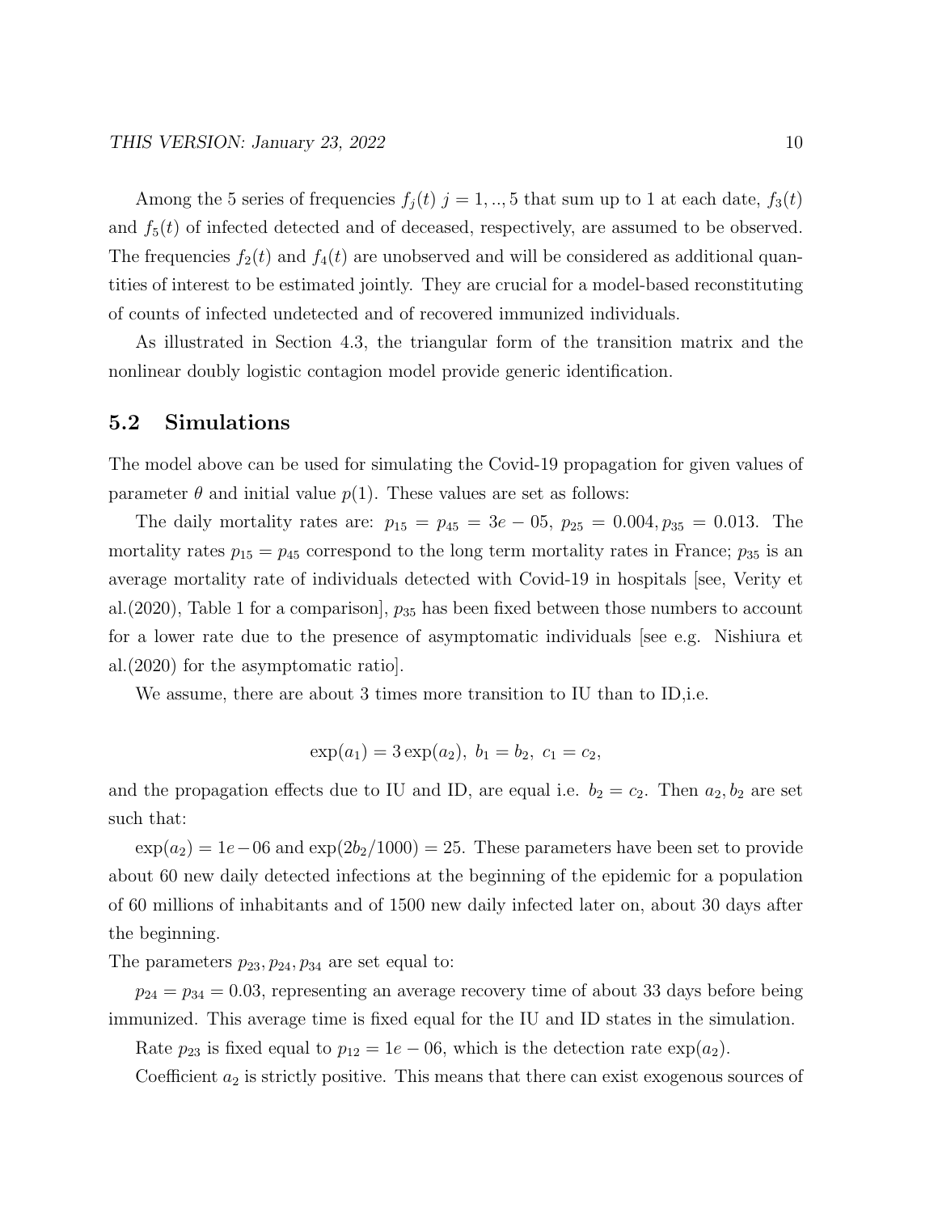Among the 5 series of frequencies $f_j(t)$ $j = 1, .., 5$ that sum up to 1 at each date, $f_3(t)$ and $f_5(t)$ of infected detected and of deceased, respectively, are assumed to be observed. The frequencies $f_2(t)$ and $f_4(t)$ are unobserved and will be considered as additional quantities of interest to be estimated jointly. They are crucial for a model-based reconstituting of counts of infected undetected and of recovered immunized individuals.

As illustrated in Section 4.3, the triangular form of the transition matrix and the nonlinear doubly logistic contagion model provide generic identification.

## 5.2 Simulations

The model above can be used for simulating the Covid-19 propagation for given values of parameter $\theta$ and initial value $p(1)$. These values are set as follows:

The daily mortality rates are: $p_{15} = p_{45} = 3e-05$, $p_{25} = 0.004, p_{35} = 0.013$. The mortality rates $p_{15} = p_{45}$ correspond to the long term mortality rates in France; $p_{35}$ is an average mortality rate of individuals detected with Covid-19 in hospitals [see, Verity et al.(2020), Table 1 for a comparison], $p_{35}$ has been fixed between those numbers to account for a lower rate due to the presence of asymptomatic individuals [see e.g. Nishiura et al.(2020) for the asymptomatic ratio].

We assume, there are about 3 times more transition to IU than to ID,i.e.

$$\exp(a_1) = 3\exp(a_2),\ b_1 = b_2,\ c_1 = c_2,$$

and the propagation effects due to IU and ID, are equal i.e. $b_2 = c_2$. Then $a_2, b_2$ are set such that:

$\exp(a_2) = 1e-06$ and $\exp(2b_2/1000) = 25$. These parameters have been set to provide about 60 new daily detected infections at the beginning of the epidemic for a population of 60 millions of inhabitants and of 1500 new daily infected later on, about 30 days after the beginning.

The parameters $p_{23}, p_{24}, p_{34}$ are set equal to:

$p_{24} = p_{34} = 0.03$, representing an average recovery time of about 33 days before being immunized. This average time is fixed equal for the IU and ID states in the simulation.

Rate $p_{23}$ is fixed equal to $p_{12} = 1e-06$, which is the detection rate $\exp(a_2)$.

Coefficient $a_2$ is strictly positive. This means that there can exist exogenous sources of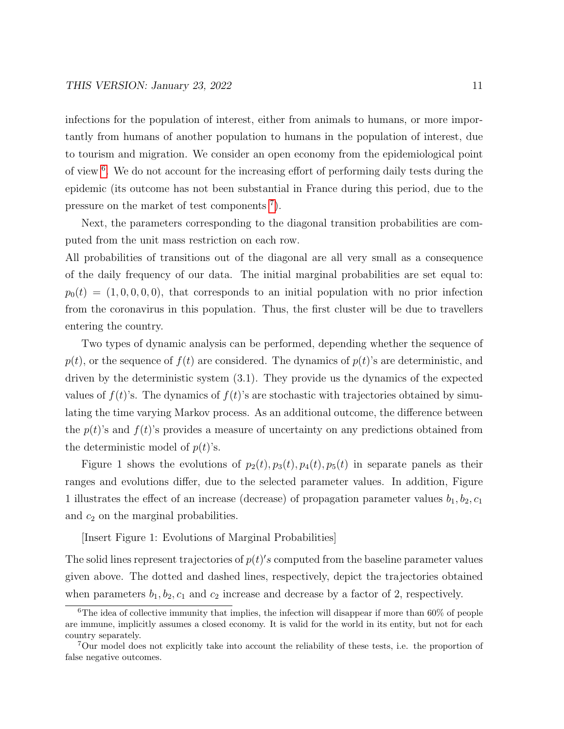infections for the population of interest, either from animals to humans, or more importantly from humans of another population to humans in the population of interest, due to tourism and migration. We consider an open economy from the epidemiological point of view [6]. We do not account for the increasing effort of performing daily tests during the epidemic (its outcome has not been substantial in France during this period, due to the pressure on the market of test components [7]).

Next, the parameters corresponding to the diagonal transition probabilities are computed from the unit mass restriction on each row.

All probabilities of transitions out of the diagonal are all very small as a consequence of the daily frequency of our data. The initial marginal probabilities are set equal to: $p_0(t) = (1, 0, 0, 0, 0)$, that corresponds to an initial population with no prior infection from the coronavirus in this population. Thus, the first cluster will be due to travellers entering the country.

Two types of dynamic analysis can be performed, depending whether the sequence of $p(t)$, or the sequence of $f(t)$ are considered. The dynamics of $p(t)$'s are deterministic, and driven by the deterministic system (3.1). They provide us the dynamics of the expected values of $f(t)$'s. The dynamics of $f(t)$'s are stochastic with trajectories obtained by simulating the time varying Markov process. As an additional outcome, the difference between the $p(t)$'s and $f(t)$'s provides a measure of uncertainty on any predictions obtained from the deterministic model of $p(t)$'s.

Figure 1 shows the evolutions of $p_2(t), p_3(t), p_4(t), p_5(t)$ in separate panels as their ranges and evolutions differ, due to the selected parameter values. In addition, Figure 1 illustrates the effect of an increase (decrease) of propagation parameter values $b_1, b_2, c_1$ and $c_2$ on the marginal probabilities.

[Insert Figure 1: Evolutions of Marginal Probabilities]

The solid lines represent trajectories of $p(t)'s$ computed from the baseline parameter values given above. The dotted and dashed lines, respectively, depict the trajectories obtained when parameters $b_1, b_2, c_1$ and $c_2$ increase and decrease by a factor of 2, respectively.

[6] The idea of collective immunity that implies, the infection will disappear if more than 60% of people are immune, implicitly assumes a closed economy. It is valid for the world in its entity, but not for each country separately.

[7] Our model does not explicitly take into account the reliability of these tests, i.e. the proportion of false negative outcomes.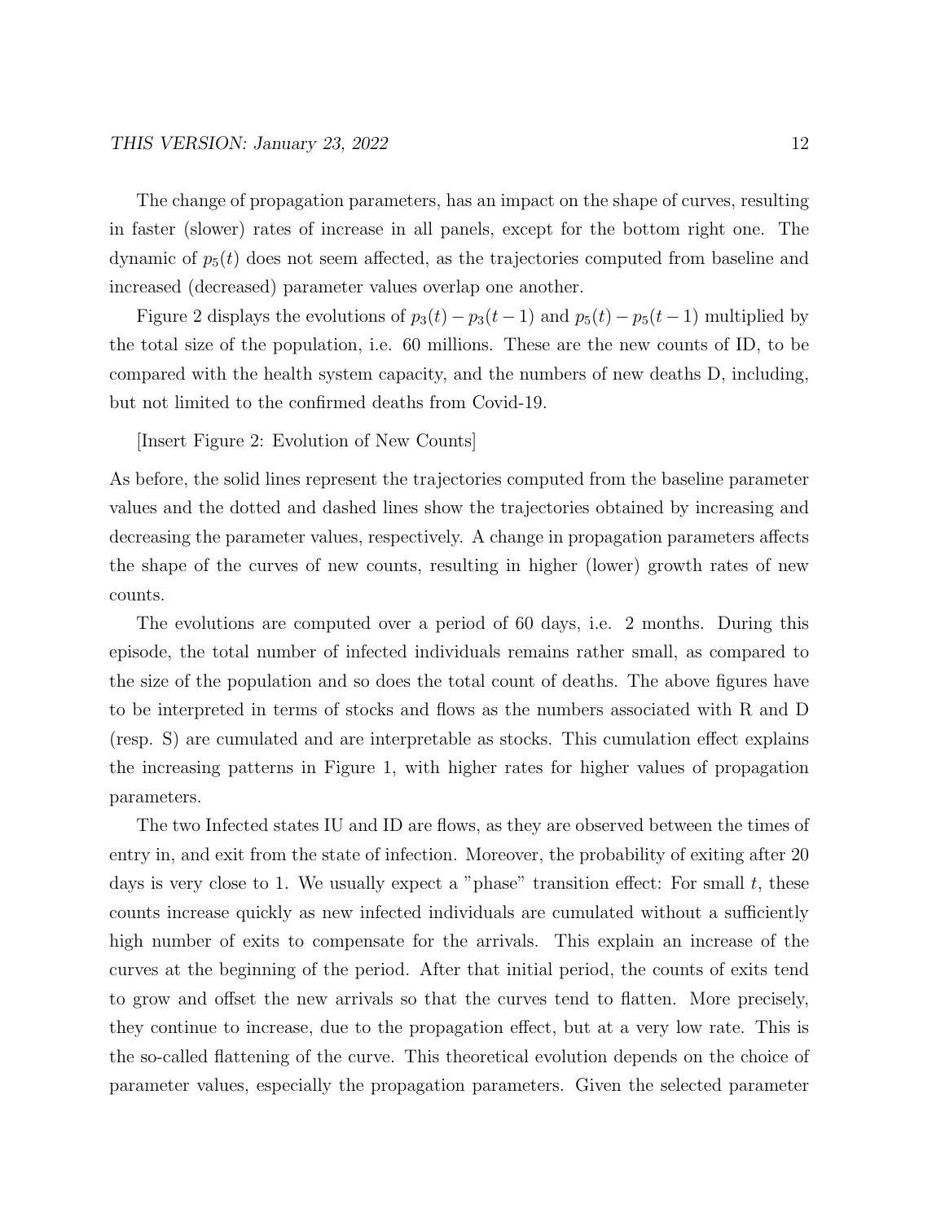The change of propagation parameters, has an impact on the shape of curves, resulting in faster (slower) rates of increase in all panels, except for the bottom right one. The dynamic of $p_5(t)$ does not seem affected, as the trajectories computed from baseline and increased (decreased) parameter values overlap one another.

Figure 2 displays the evolutions of $p_3(t) - p_3(t-1)$ and $p_5(t) - p_5(t-1)$ multiplied by the total size of the population, i.e. 60 millions. These are the new counts of ID, to be compared with the health system capacity, and the numbers of new deaths D, including, but not limited to the confirmed deaths from Covid-19.

[Insert Figure 2: Evolution of New Counts]

As before, the solid lines represent the trajectories computed from the baseline parameter values and the dotted and dashed lines show the trajectories obtained by increasing and decreasing the parameter values, respectively. A change in propagation parameters affects the shape of the curves of new counts, resulting in higher (lower) growth rates of new counts.

The evolutions are computed over a period of 60 days, i.e. 2 months. During this episode, the total number of infected individuals remains rather small, as compared to the size of the population and so does the total count of deaths. The above figures have to be interpreted in terms of stocks and flows as the numbers associated with R and D (resp. S) are cumulated and are interpretable as stocks. This cumulation effect explains the increasing patterns in Figure 1, with higher rates for higher values of propagation parameters.

The two Infected states IU and ID are flows, as they are observed between the times of entry in, and exit from the state of infection. Moreover, the probability of exiting after 20 days is very close to 1. We usually expect a "phase" transition effect: For small $t$, these counts increase quickly as new infected individuals are cumulated without a sufficiently high number of exits to compensate for the arrivals. This explain an increase of the curves at the beginning of the period. After that initial period, the counts of exits tend to grow and offset the new arrivals so that the curves tend to flatten. More precisely, they continue to increase, due to the propagation effect, but at a very low rate. This is the so-called flattening of the curve. This theoretical evolution depends on the choice of parameter values, especially the propagation parameters. Given the selected parameter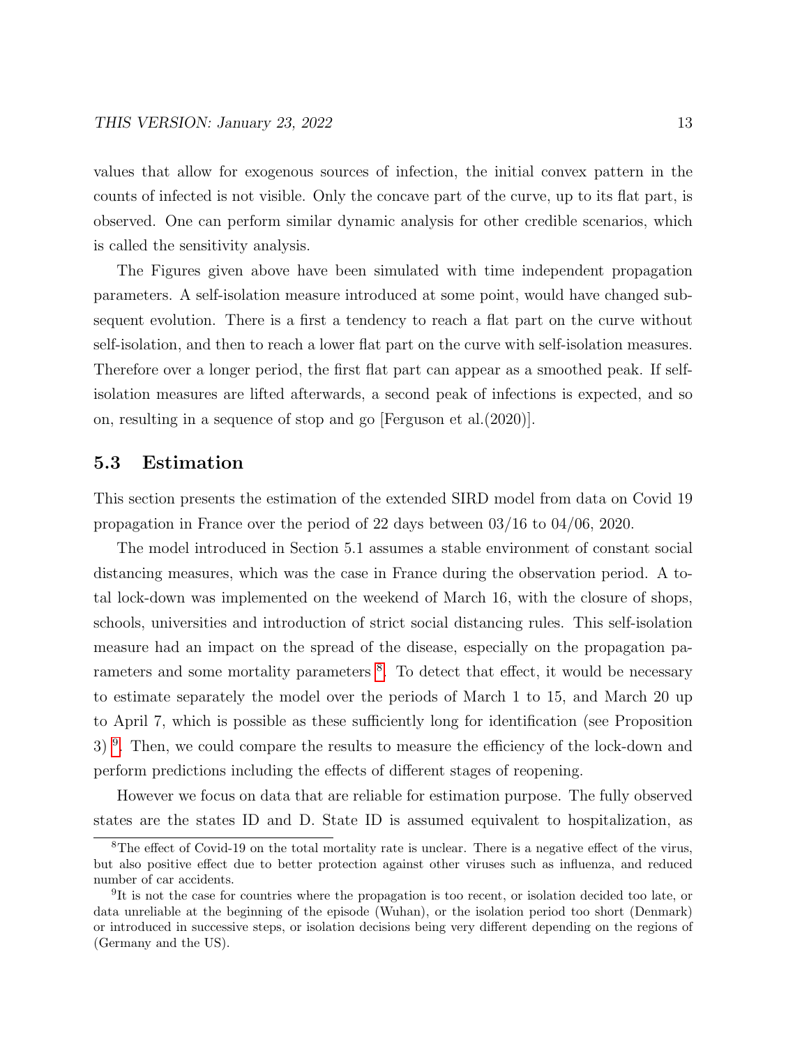values that allow for exogenous sources of infection, the initial convex pattern in the counts of infected is not visible. Only the concave part of the curve, up to its flat part, is observed. One can perform similar dynamic analysis for other credible scenarios, which is called the sensitivity analysis.

The Figures given above have been simulated with time independent propagation parameters. A self-isolation measure introduced at some point, would have changed subsequent evolution. There is a first a tendency to reach a flat part on the curve without self-isolation, and then to reach a lower flat part on the curve with self-isolation measures. Therefore over a longer period, the first flat part can appear as a smoothed peak. If self-isolation measures are lifted afterwards, a second peak of infections is expected, and so on, resulting in a sequence of stop and go [Ferguson et al.(2020)].

### 5.3 Estimation

This section presents the estimation of the extended SIRD model from data on Covid 19 propagation in France over the period of 22 days between 03/16 to 04/06, 2020.

The model introduced in Section 5.1 assumes a stable environment of constant social distancing measures, which was the case in France during the observation period. A total lock-down was implemented on the weekend of March 16, with the closure of shops, schools, universities and introduction of strict social distancing rules. This self-isolation measure had an impact on the spread of the disease, especially on the propagation parameters and some mortality parameters [8]. To detect that effect, it would be necessary to estimate separately the model over the periods of March 1 to 15, and March 20 up to April 7, which is possible as these sufficiently long for identification (see Proposition 3) [9]. Then, we could compare the results to measure the efficiency of the lock-down and perform predictions including the effects of different stages of reopening.

However we focus on data that are reliable for estimation purpose. The fully observed states are the states ID and D. State ID is assumed equivalent to hospitalization, as

[8] The effect of Covid-19 on the total mortality rate is unclear. There is a negative effect of the virus, but also positive effect due to better protection against other viruses such as influenza, and reduced number of car accidents.

[9] It is not the case for countries where the propagation is too recent, or isolation decided too late, or data unreliable at the beginning of the episode (Wuhan), or the isolation period too short (Denmark) or introduced in successive steps, or isolation decisions being very different depending on the regions of (Germany and the US).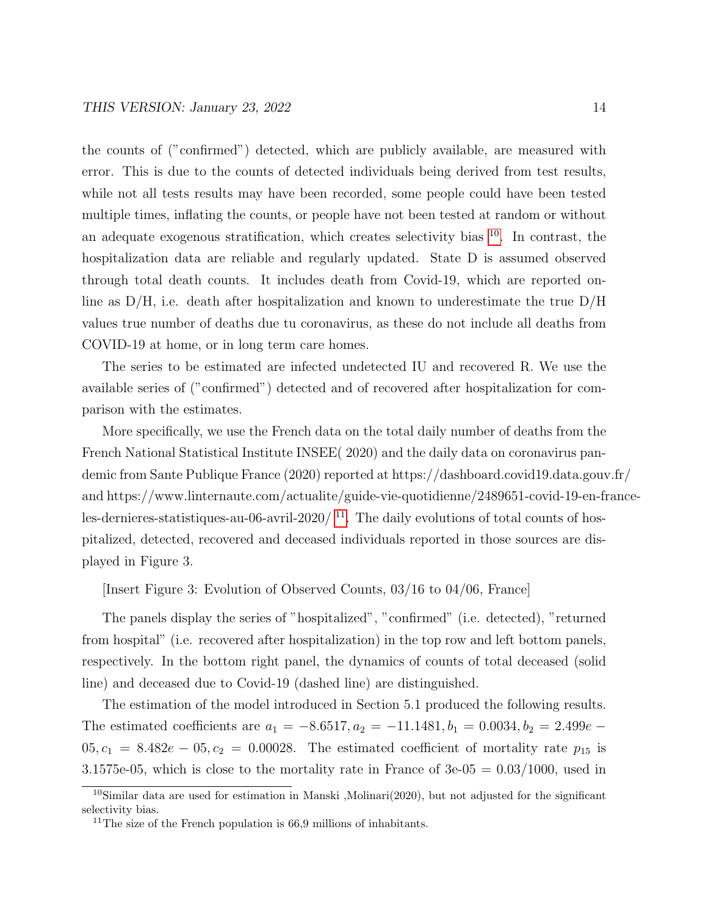the counts of ("confirmed") detected, which are publicly available, are measured with error. This is due to the counts of detected individuals being derived from test results, while not all tests results may have been recorded, some people could have been tested multiple times, inflating the counts, or people have not been tested at random or without an adequate exogenous stratification, which creates selectivity bias [10]. In contrast, the hospitalization data are reliable and regularly updated. State D is assumed observed through total death counts. It includes death from Covid-19, which are reported online as D/H, i.e. death after hospitalization and known to underestimate the true D/H values true number of deaths due tu coronavirus, as these do not include all deaths from COVID-19 at home, or in long term care homes.

The series to be estimated are infected undetected IU and recovered R. We use the available series of ("confirmed") detected and of recovered after hospitalization for comparison with the estimates.

More specifically, we use the French data on the total daily number of deaths from the French National Statistical Institute INSEE( 2020) and the daily data on coronavirus pandemic from Sante Publique France (2020) reported at https://dashboard.covid19.data.gouv.fr/ and https://www.linternaute.com/actualite/guide-vie-quotidienne/2489651-covid-19-en-france-les-dernieres-statistiques-au-06-avril-2020/ [11]. The daily evolutions of total counts of hospitalized, detected, recovered and deceased individuals reported in those sources are displayed in Figure 3.

[Insert Figure 3: Evolution of Observed Counts, 03/16 to 04/06, France]

The panels display the series of "hospitalized", "confirmed" (i.e. detected), "returned from hospital" (i.e. recovered after hospitalization) in the top row and left bottom panels, respectively. In the bottom right panel, the dynamics of counts of total deceased (solid line) and deceased due to Covid-19 (dashed line) are distinguished.

The estimation of the model introduced in Section 5.1 produced the following results. The estimated coefficients are $a_1 = -8.6517, a_2 = -11.1481, b_1 = 0.0034, b_2 = 2.499e-05, c_1 = 8.482e-05, c_2 = 0.00028$. The estimated coefficient of mortality rate $p_{15}$ is 3.1575e-05, which is close to the mortality rate in France of 3e-05 = 0.03/1000, used in

[10]Similar data are used for estimation in Manski ,Molinari(2020), but not adjusted for the significant selectivity bias.

[11]The size of the French population is 66,9 millions of inhabitants.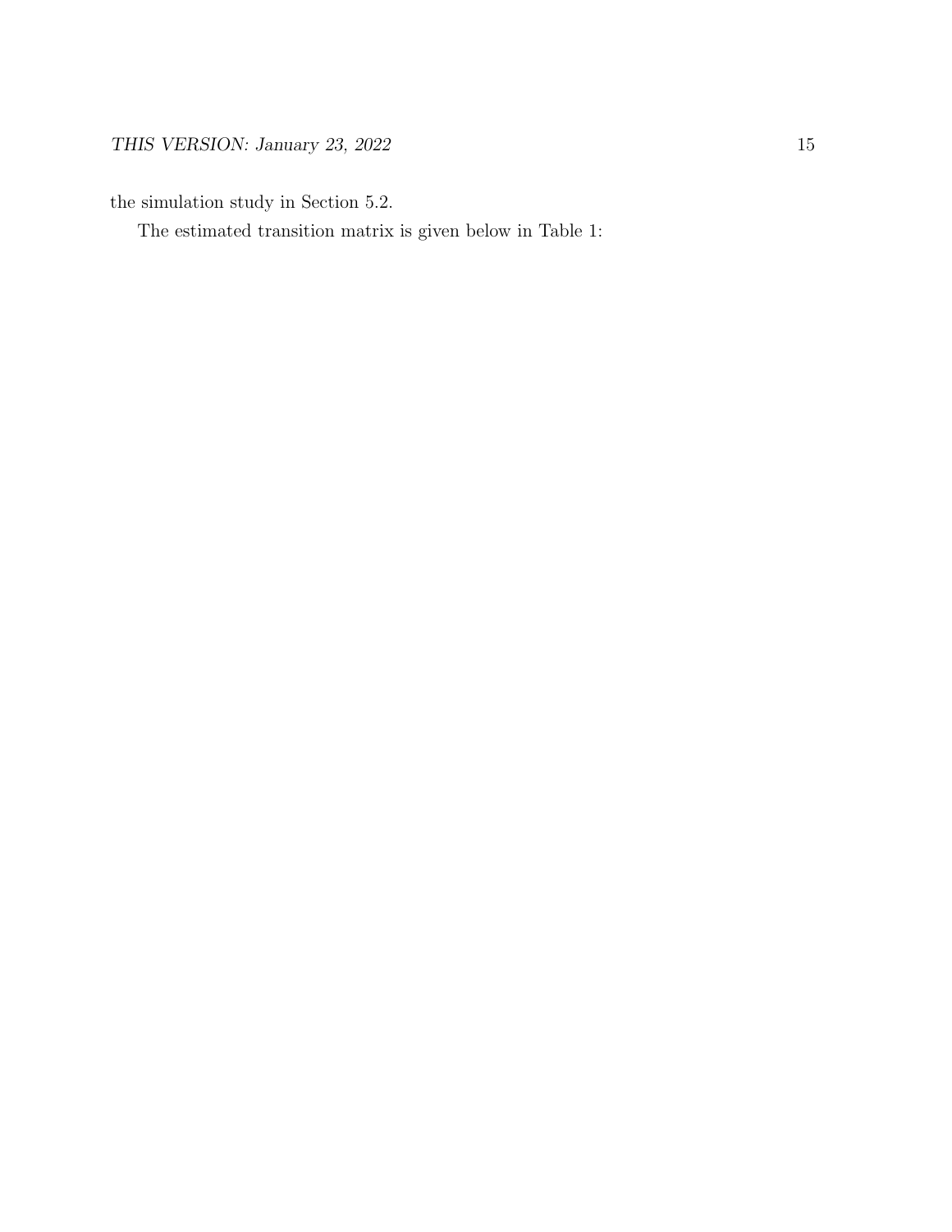the simulation study in Section 5.2.

The estimated transition matrix is given below in Table 1: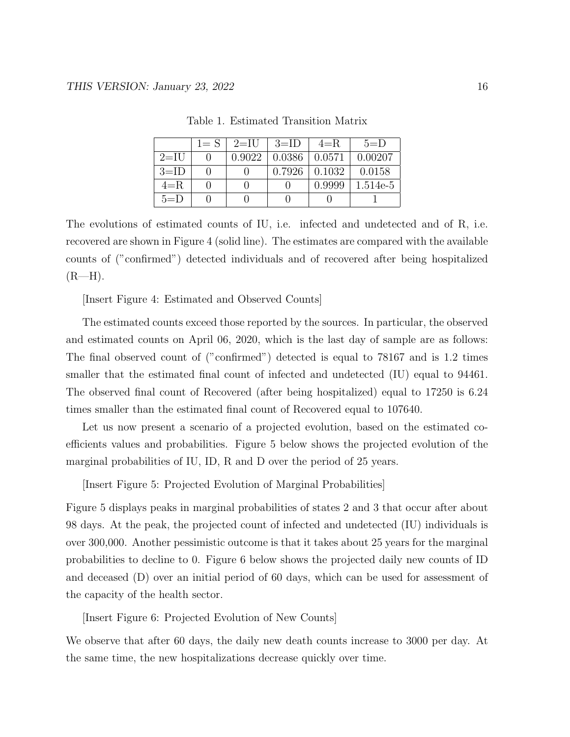Table 1. Estimated Transition Matrix

| | 1= S | 2=IU | 3=ID | 4=R | 5=D |
|---|---|---|---|---|---|
| 2=IU | 0 | 0.9022 | 0.0386 | 0.0571 | 0.00207 |
| 3=ID | 0 | 0 | 0.7926 | 0.1032 | 0.0158 |
| 4=R | 0 | 0 | 0 | 0.9999 | 1.514e-5 |
| 5=D | 0 | 0 | 0 | 0 | 1 |

The evolutions of estimated counts of IU, i.e. infected and undetected and of R, i.e. recovered are shown in Figure 4 (solid line). The estimates are compared with the available counts of ("confirmed") detected individuals and of recovered after being hospitalized (R—H).

[Insert Figure 4: Estimated and Observed Counts]

The estimated counts exceed those reported by the sources. In particular, the observed and estimated counts on April 06, 2020, which is the last day of sample are as follows: The final observed count of ("confirmed") detected is equal to 78167 and is 1.2 times smaller that the estimated final count of infected and undetected (IU) equal to 94461. The observed final count of Recovered (after being hospitalized) equal to 17250 is 6.24 times smaller than the estimated final count of Recovered equal to 107640.

Let us now present a scenario of a projected evolution, based on the estimated coefficients values and probabilities. Figure 5 below shows the projected evolution of the marginal probabilities of IU, ID, R and D over the period of 25 years.

[Insert Figure 5: Projected Evolution of Marginal Probabilities]

Figure 5 displays peaks in marginal probabilities of states 2 and 3 that occur after about 98 days. At the peak, the projected count of infected and undetected (IU) individuals is over 300,000. Another pessimistic outcome is that it takes about 25 years for the marginal probabilities to decline to 0. Figure 6 below shows the projected daily new counts of ID and deceased (D) over an initial period of 60 days, which can be used for assessment of the capacity of the health sector.

[Insert Figure 6: Projected Evolution of New Counts]

We observe that after 60 days, the daily new death counts increase to 3000 per day. At the same time, the new hospitalizations decrease quickly over time.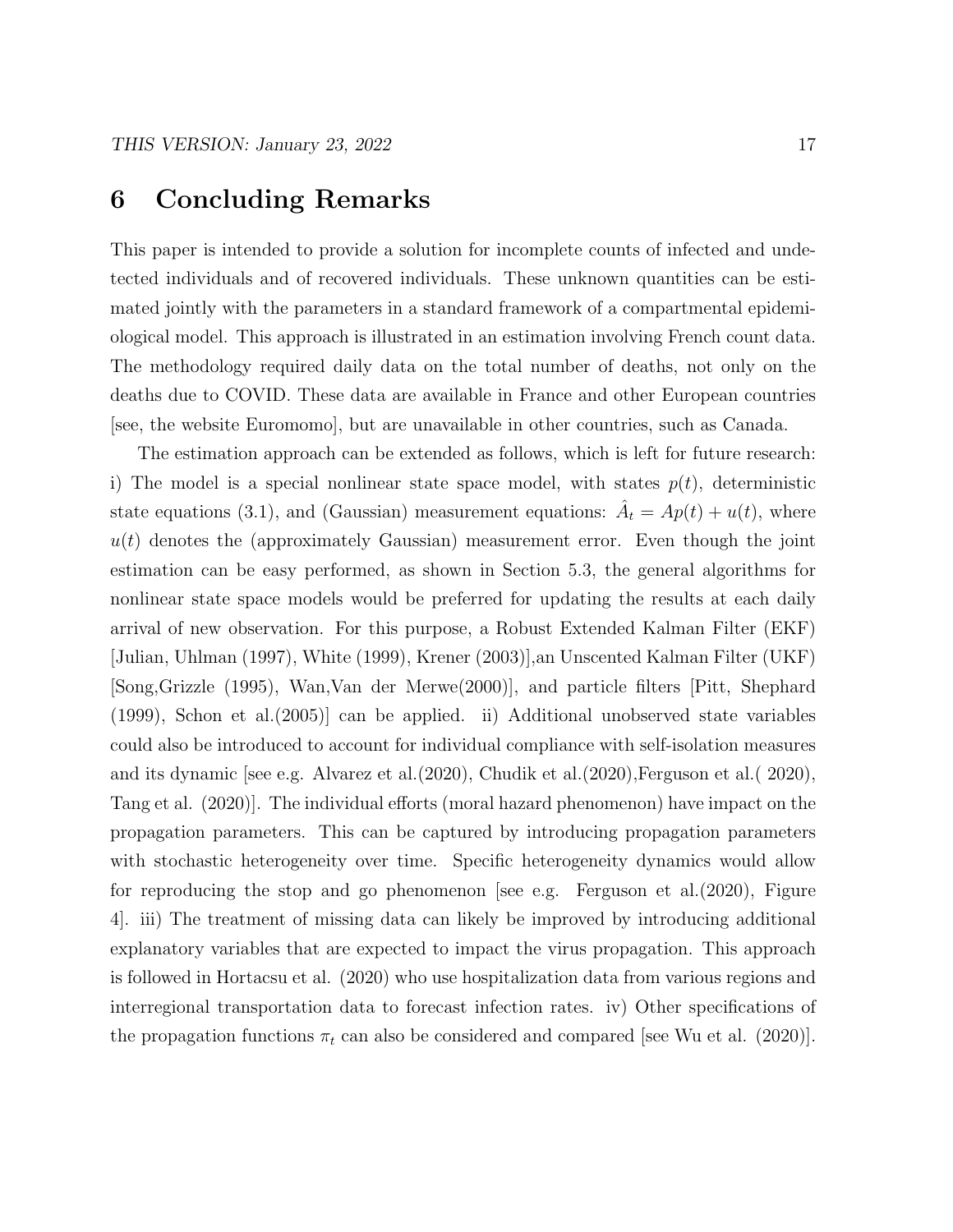# 6 Concluding Remarks

This paper is intended to provide a solution for incomplete counts of infected and undetected individuals and of recovered individuals. These unknown quantities can be estimated jointly with the parameters in a standard framework of a compartmental epidemiological model. This approach is illustrated in an estimation involving French count data. The methodology required daily data on the total number of deaths, not only on the deaths due to COVID. These data are available in France and other European countries [see, the website Euromomo], but are unavailable in other countries, such as Canada.

The estimation approach can be extended as follows, which is left for future research: i) The model is a special nonlinear state space model, with states $p(t)$, deterministic state equations (3.1), and (Gaussian) measurement equations: $\hat{A}_t = Ap(t) + u(t)$, where $u(t)$ denotes the (approximately Gaussian) measurement error. Even though the joint estimation can be easy performed, as shown in Section 5.3, the general algorithms for nonlinear state space models would be preferred for updating the results at each daily arrival of new observation. For this purpose, a Robust Extended Kalman Filter (EKF) [Julian, Uhlman (1997), White (1999), Krener (2003)],an Unscented Kalman Filter (UKF) [Song,Grizzle (1995), Wan,Van der Merwe(2000)], and particle filters [Pitt, Shephard (1999), Schon et al.(2005)] can be applied. ii) Additional unobserved state variables could also be introduced to account for individual compliance with self-isolation measures and its dynamic [see e.g. Alvarez et al.(2020), Chudik et al.(2020),Ferguson et al.( 2020), Tang et al. (2020)]. The individual efforts (moral hazard phenomenon) have impact on the propagation parameters. This can be captured by introducing propagation parameters with stochastic heterogeneity over time. Specific heterogeneity dynamics would allow for reproducing the stop and go phenomenon [see e.g. Ferguson et al.(2020), Figure 4]. iii) The treatment of missing data can likely be improved by introducing additional explanatory variables that are expected to impact the virus propagation. This approach is followed in Hortacsu et al. (2020) who use hospitalization data from various regions and interregional transportation data to forecast infection rates. iv) Other specifications of the propagation functions $\pi_t$ can also be considered and compared [see Wu et al. (2020)].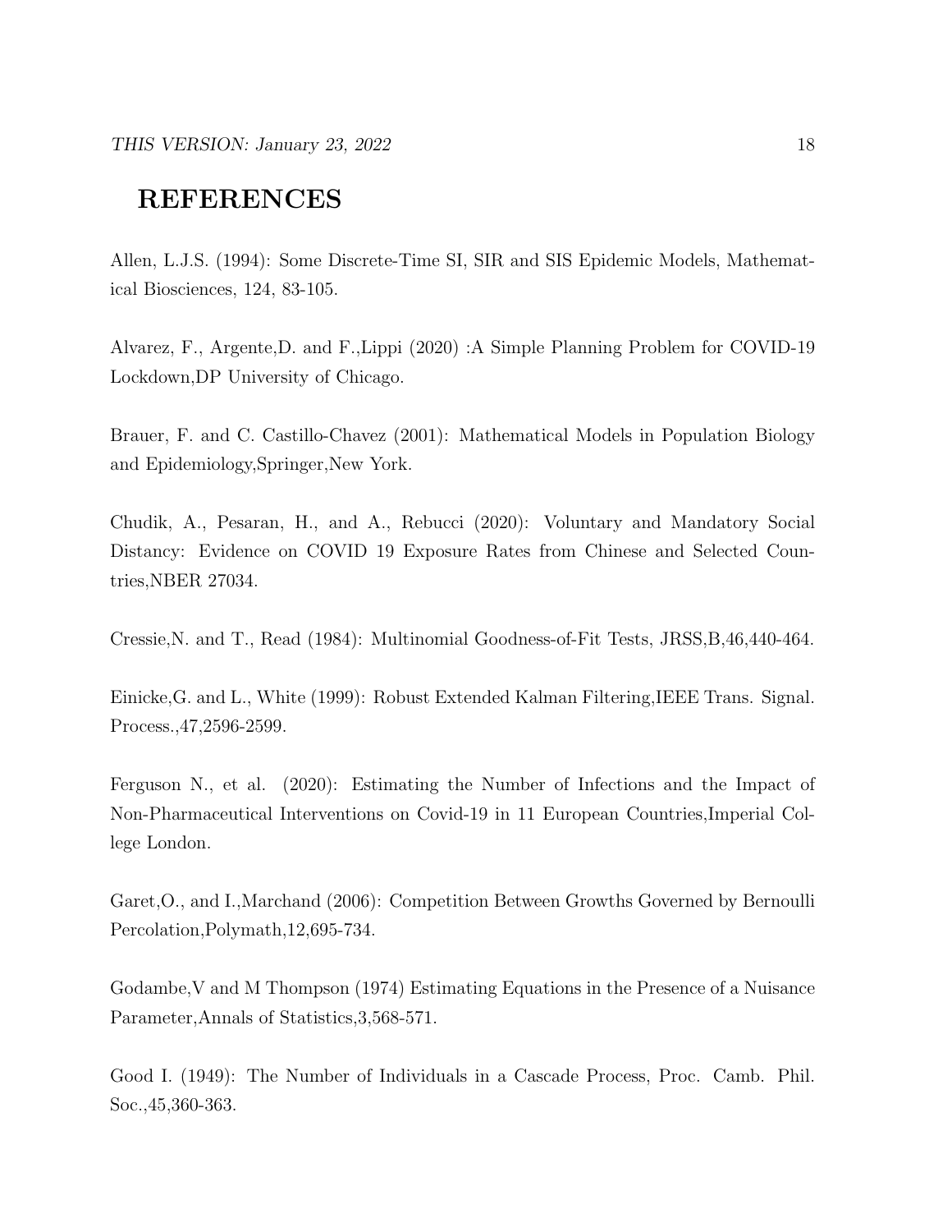# REFERENCES

Allen, L.J.S. (1994): Some Discrete-Time SI, SIR and SIS Epidemic Models, Mathematical Biosciences, 124, 83-105.

Alvarez, F., Argente,D. and F.,Lippi (2020) :A Simple Planning Problem for COVID-19 Lockdown,DP University of Chicago.

Brauer, F. and C. Castillo-Chavez (2001): Mathematical Models in Population Biology and Epidemiology,Springer,New York.

Chudik, A., Pesaran, H., and A., Rebucci (2020): Voluntary and Mandatory Social Distancy: Evidence on COVID 19 Exposure Rates from Chinese and Selected Countries,NBER 27034.

Cressie,N. and T., Read (1984): Multinomial Goodness-of-Fit Tests, JRSS,B,46,440-464.

Einicke,G. and L., White (1999): Robust Extended Kalman Filtering,IEEE Trans. Signal. Process.,47,2596-2599.

Ferguson N., et al. (2020): Estimating the Number of Infections and the Impact of Non-Pharmaceutical Interventions on Covid-19 in 11 European Countries,Imperial College London.

Garet,O., and I.,Marchand (2006): Competition Between Growths Governed by Bernoulli Percolation,Polymath,12,695-734.

Godambe,V and M Thompson (1974) Estimating Equations in the Presence of a Nuisance Parameter,Annals of Statistics,3,568-571.

Good I. (1949): The Number of Individuals in a Cascade Process, Proc. Camb. Phil. Soc.,45,360-363.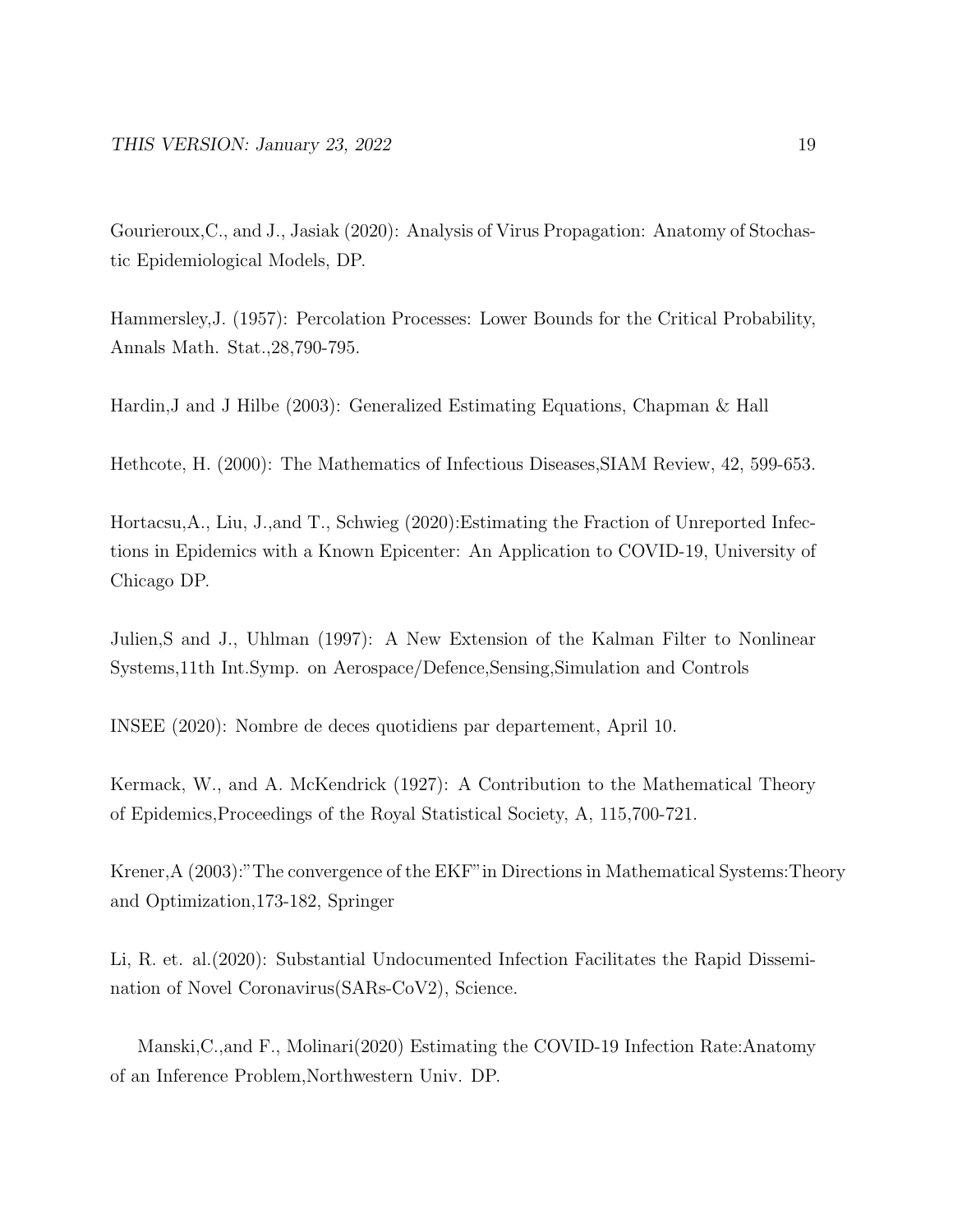Gourieroux,C., and J., Jasiak (2020): Analysis of Virus Propagation: Anatomy of Stochastic Epidemiological Models, DP.

Hammersley,J. (1957): Percolation Processes: Lower Bounds for the Critical Probability, Annals Math. Stat.,28,790-795.

Hardin,J and J Hilbe (2003): Generalized Estimating Equations, Chapman & Hall

Hethcote, H. (2000): The Mathematics of Infectious Diseases,SIAM Review, 42, 599-653.

Hortacsu,A., Liu, J.,and T., Schwieg (2020):Estimating the Fraction of Unreported Infections in Epidemics with a Known Epicenter: An Application to COVID-19, University of Chicago DP.

Julien,S and J., Uhlman (1997): A New Extension of the Kalman Filter to Nonlinear Systems,11th Int.Symp. on Aerospace/Defence,Sensing,Simulation and Controls

INSEE (2020): Nombre de deces quotidiens par departement, April 10.

Kermack, W., and A. McKendrick (1927): A Contribution to the Mathematical Theory of Epidemics,Proceedings of the Royal Statistical Society, A, 115,700-721.

Krener,A (2003):"The convergence of the EKF"in Directions in Mathematical Systems:Theory and Optimization,173-182, Springer

Li, R. et. al.(2020): Substantial Undocumented Infection Facilitates the Rapid Dissemination of Novel Coronavirus(SARs-CoV2), Science.

Manski,C.,and F., Molinari(2020) Estimating the COVID-19 Infection Rate:Anatomy of an Inference Problem,Northwestern Univ. DP.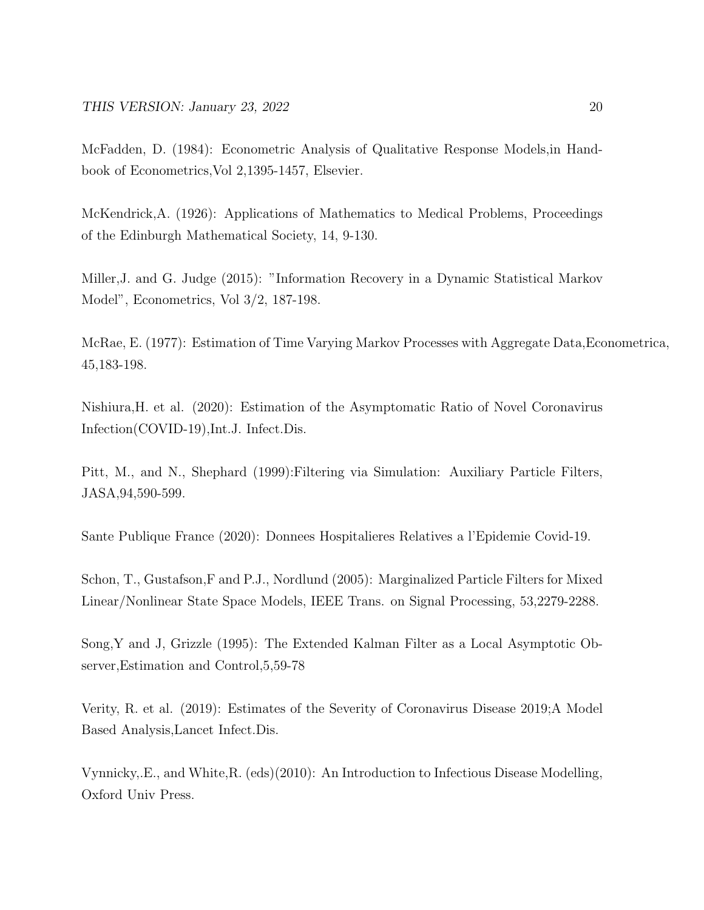McFadden, D. (1984): Econometric Analysis of Qualitative Response Models,in Handbook of Econometrics,Vol 2,1395-1457, Elsevier.

McKendrick,A. (1926): Applications of Mathematics to Medical Problems, Proceedings of the Edinburgh Mathematical Society, 14, 9-130.

Miller,J. and G. Judge (2015): "Information Recovery in a Dynamic Statistical Markov Model", Econometrics, Vol 3/2, 187-198.

McRae, E. (1977): Estimation of Time Varying Markov Processes with Aggregate Data,Econometrica, 45,183-198.

Nishiura,H. et al. (2020): Estimation of the Asymptomatic Ratio of Novel Coronavirus Infection(COVID-19),Int.J. Infect.Dis.

Pitt, M., and N., Shephard (1999):Filtering via Simulation: Auxiliary Particle Filters, JASA,94,590-599.

Sante Publique France (2020): Donnees Hospitalieres Relatives a l'Epidemie Covid-19.

Schon, T., Gustafson,F and P.J., Nordlund (2005): Marginalized Particle Filters for Mixed Linear/Nonlinear State Space Models, IEEE Trans. on Signal Processing, 53,2279-2288.

Song,Y and J, Grizzle (1995): The Extended Kalman Filter as a Local Asymptotic Observer,Estimation and Control,5,59-78

Verity, R. et al. (2019): Estimates of the Severity of Coronavirus Disease 2019;A Model Based Analysis,Lancet Infect.Dis.

Vynnicky,.E., and White,R. (eds)(2010): An Introduction to Infectious Disease Modelling, Oxford Univ Press.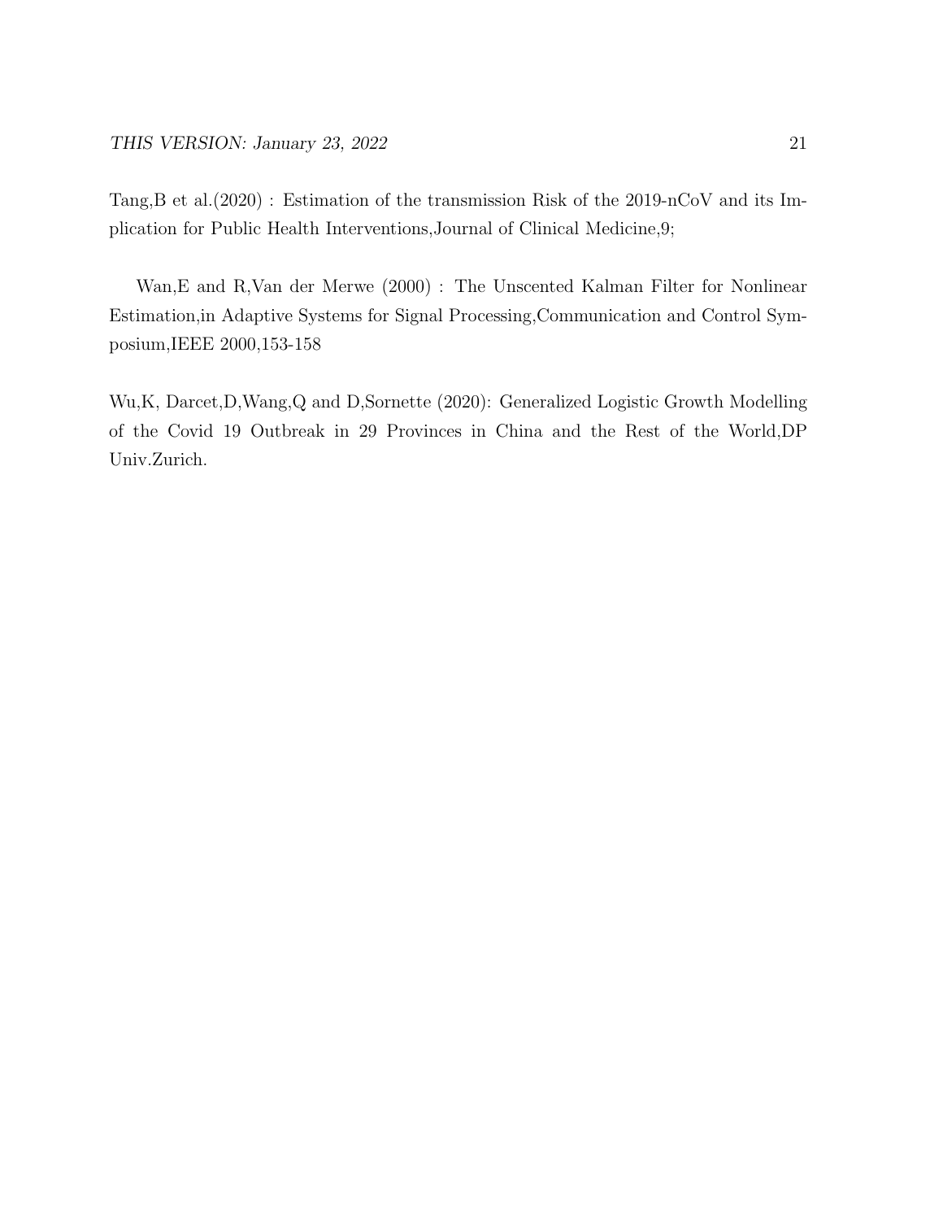Tang,B et al.(2020) : Estimation of the transmission Risk of the 2019-nCoV and its Implication for Public Health Interventions,Journal of Clinical Medicine,9;

Wan,E and R,Van der Merwe (2000) : The Unscented Kalman Filter for Nonlinear Estimation,in Adaptive Systems for Signal Processing,Communication and Control Symposium,IEEE 2000,153-158

Wu,K, Darcet,D,Wang,Q and D,Sornette (2020): Generalized Logistic Growth Modelling of the Covid 19 Outbreak in 29 Provinces in China and the Rest of the World,DP Univ.Zurich.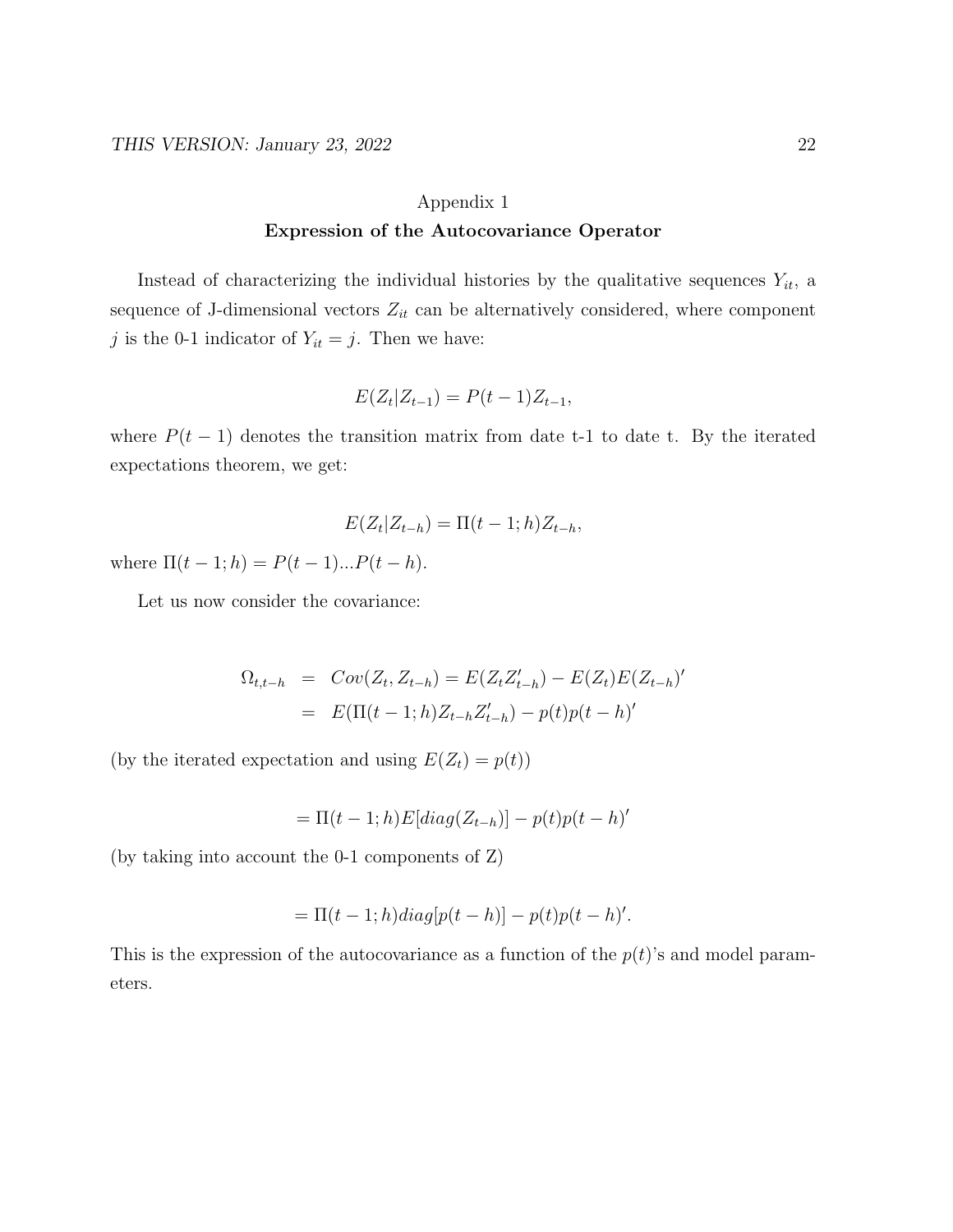Appendix 1

## Expression of the Autocovariance Operator

Instead of characterizing the individual histories by the qualitative sequences $Y_{it}$, a sequence of J-dimensional vectors $Z_{it}$ can be alternatively considered, where component $j$ is the 0-1 indicator of $Y_{it} = j$. Then we have:

$$E(Z_t|Z_{t-1}) = P(t-1)Z_{t-1},$$

where $P(t-1)$ denotes the transition matrix from date t-1 to date t. By the iterated expectations theorem, we get:

$$E(Z_t|Z_{t-h}) = \Pi(t-1;h)Z_{t-h},$$

where $\Pi(t-1;h) = P(t-1)...P(t-h)$.

Let us now consider the covariance:

$$\begin{aligned}
\Omega_{t,t-h} &= Cov(Z_t, Z_{t-h}) = E(Z_t Z'_{t-h}) - E(Z_t)E(Z_{t-h})' \\
&= E(\Pi(t-1;h)Z_{t-h}Z'_{t-h}) - p(t)p(t-h)'
\end{aligned}$$

(by the iterated expectation and using $E(Z_t) = p(t)$)

$$= \Pi(t-1;h)E[diag(Z_{t-h})] - p(t)p(t-h)'$$

(by taking into account the 0-1 components of Z)

$$= \Pi(t-1;h)diag[p(t-h)] - p(t)p(t-h)'.$$

This is the expression of the autocovariance as a function of the $p(t)$'s and model parameters.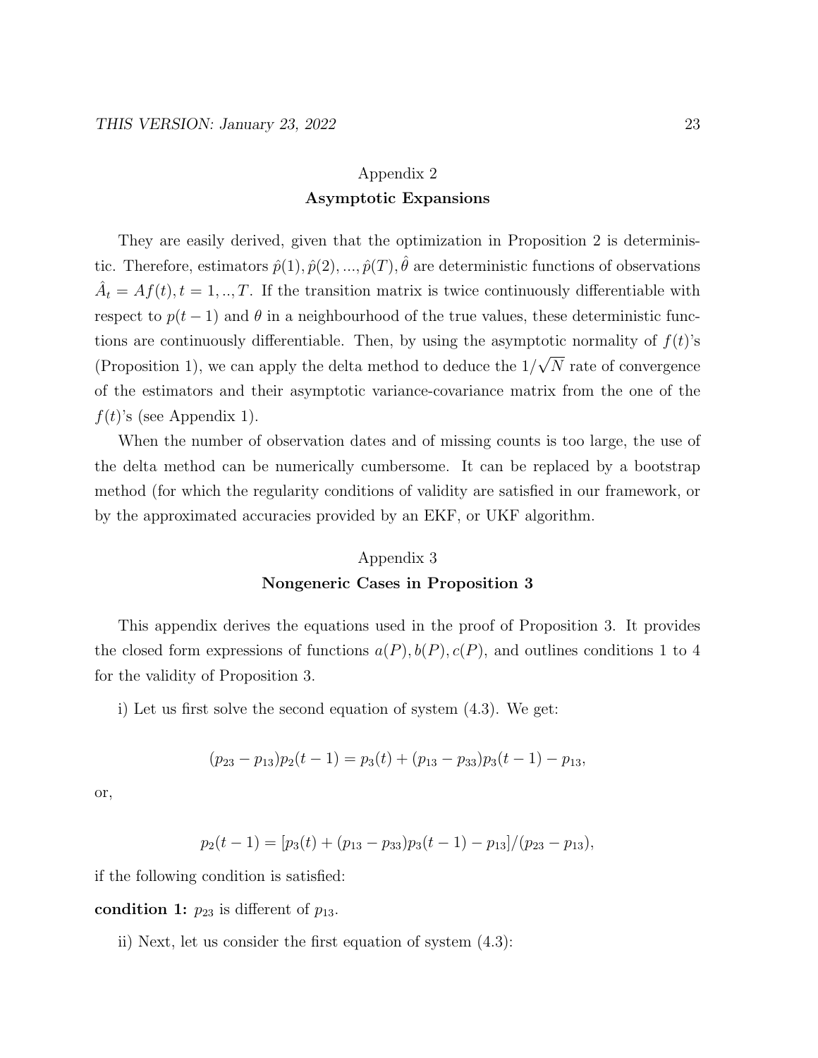## Appendix 2

## Asymptotic Expansions

They are easily derived, given that the optimization in Proposition 2 is deterministic. Therefore, estimators $\hat{p}(1), \hat{p}(2), ..., \hat{p}(T), \hat{\theta}$ are deterministic functions of observations $\hat{A}_t = Af(t), t = 1, .., T$. If the transition matrix is twice continuously differentiable with respect to $p(t-1)$ and $\theta$ in a neighbourhood of the true values, these deterministic functions are continuously differentiable. Then, by using the asymptotic normality of $f(t)$'s (Proposition 1), we can apply the delta method to deduce the $1/\sqrt{N}$ rate of convergence of the estimators and their asymptotic variance-covariance matrix from the one of the $f(t)$'s (see Appendix 1).

When the number of observation dates and of missing counts is too large, the use of the delta method can be numerically cumbersome. It can be replaced by a bootstrap method (for which the regularity conditions of validity are satisfied in our framework, or by the approximated accuracies provided by an EKF, or UKF algorithm.

## Appendix 3

## Nongeneric Cases in Proposition 3

This appendix derives the equations used in the proof of Proposition 3. It provides the closed form expressions of functions $a(P), b(P), c(P)$, and outlines conditions 1 to 4 for the validity of Proposition 3.

i) Let us first solve the second equation of system (4.3). We get:

$$(p_{23} - p_{13})p_2(t-1) = p_3(t) + (p_{13} - p_{33})p_3(t-1) - p_{13},$$

or,

$$p_2(t-1) = [p_3(t) + (p_{13} - p_{33})p_3(t-1) - p_{13}]/(p_{23} - p_{13}),$$

if the following condition is satisfied:

**condition 1:** $p_{23}$ is different of $p_{13}$.

ii) Next, let us consider the first equation of system (4.3):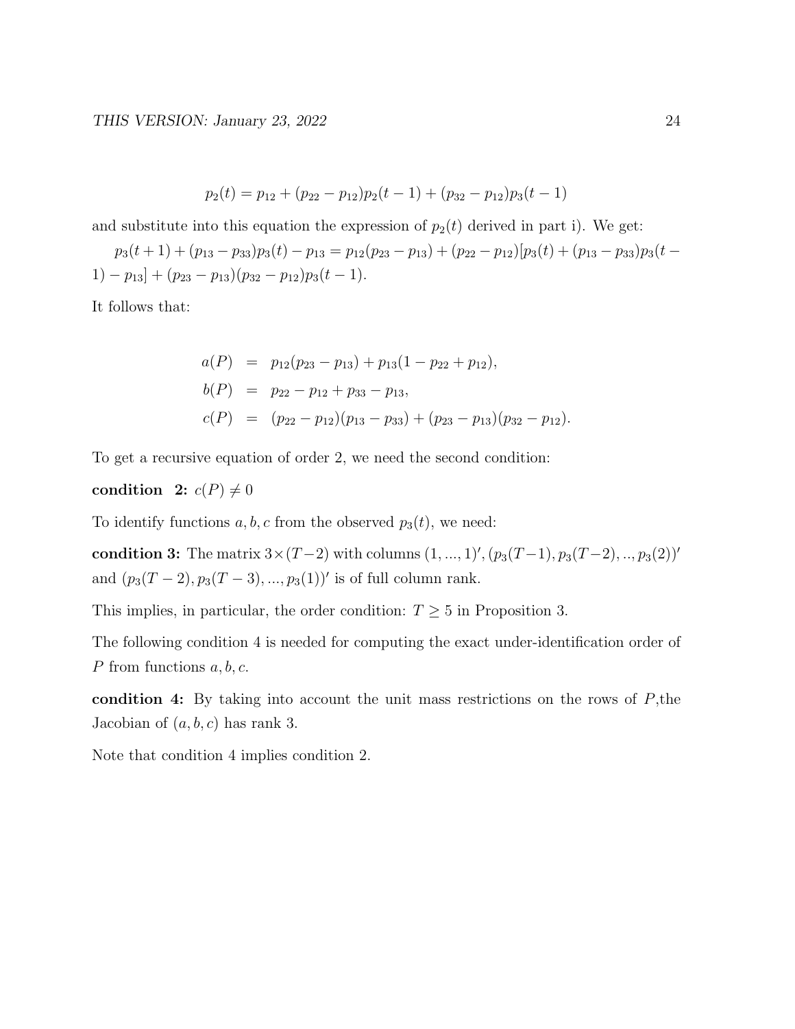$$p_2(t) = p_{12} + (p_{22} - p_{12})p_2(t-1) + (p_{32} - p_{12})p_3(t-1)$$

and substitute into this equation the expression of $p_2(t)$ derived in part i). We get:

$p_3(t+1) + (p_{13} - p_{33})p_3(t) - p_{13} = p_{12}(p_{23} - p_{13}) + (p_{22} - p_{12})[p_3(t) + (p_{13} - p_{33})p_3(t-1) - p_{13}] + (p_{23} - p_{13})(p_{32} - p_{12})p_3(t-1)$.

It follows that:

$$\begin{aligned}
a(P) &= p_{12}(p_{23} - p_{13}) + p_{13}(1 - p_{22} + p_{12}), \\
b(P) &= p_{22} - p_{12} + p_{33} - p_{13}, \\
c(P) &= (p_{22} - p_{12})(p_{13} - p_{33}) + (p_{23} - p_{13})(p_{32} - p_{12}).
\end{aligned}$$

To get a recursive equation of order 2, we need the second condition:

**condition 2:** $c(P) \neq 0$

To identify functions $a, b, c$ from the observed $p_3(t)$, we need:

**condition 3:** The matrix $3 \times (T-2)$ with columns $(1, ..., 1)'$, $(p_3(T-1), p_3(T-2), .., p_3(2))'$ and $(p_3(T-2), p_3(T-3), ..., p_3(1))'$ is of full column rank.

This implies, in particular, the order condition: $T \geq 5$ in Proposition 3.

The following condition 4 is needed for computing the exact under-identification order of $P$ from functions $a, b, c$.

**condition 4:** By taking into account the unit mass restrictions on the rows of $P$,the Jacobian of $(a, b, c)$ has rank 3.

Note that condition 4 implies condition 2.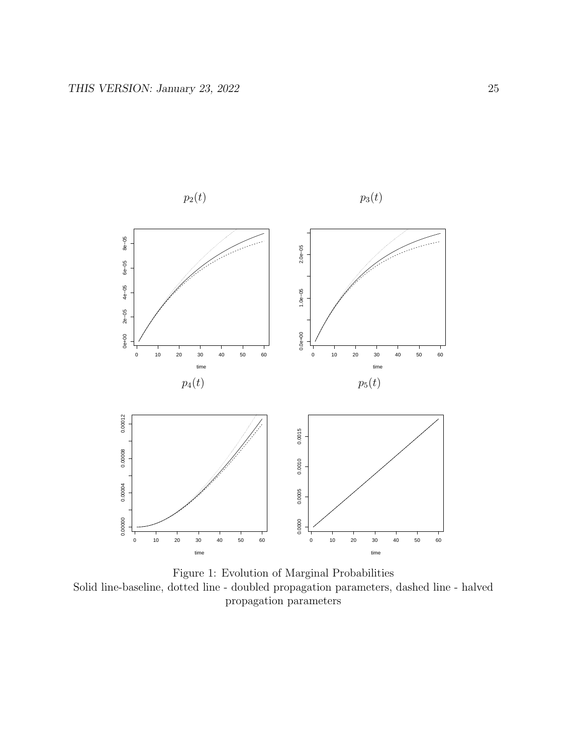$p_2(t)$

$p_3(t)$

$p_4(t)$

$p_5(t)$

Figure 1: Evolution of Marginal Probabilities
Solid line-baseline, dotted line - doubled propagation parameters, dashed line - halved propagation parameters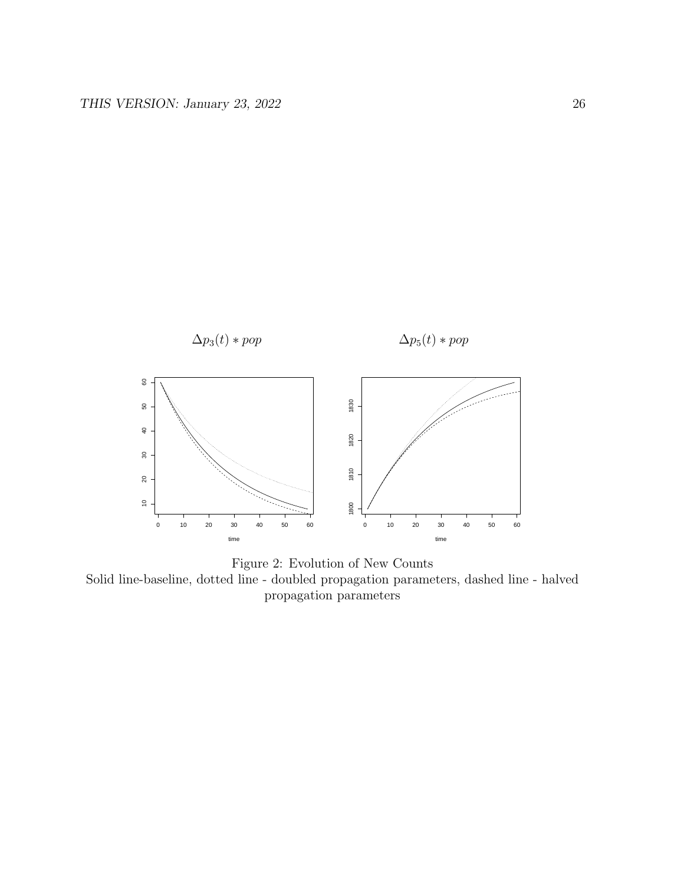$\Delta p_3(t) * pop$

$\Delta p_5(t) * pop$

Figure 2: Evolution of New Counts
Solid line-baseline, dotted line - doubled propagation parameters, dashed line - halved propagation parameters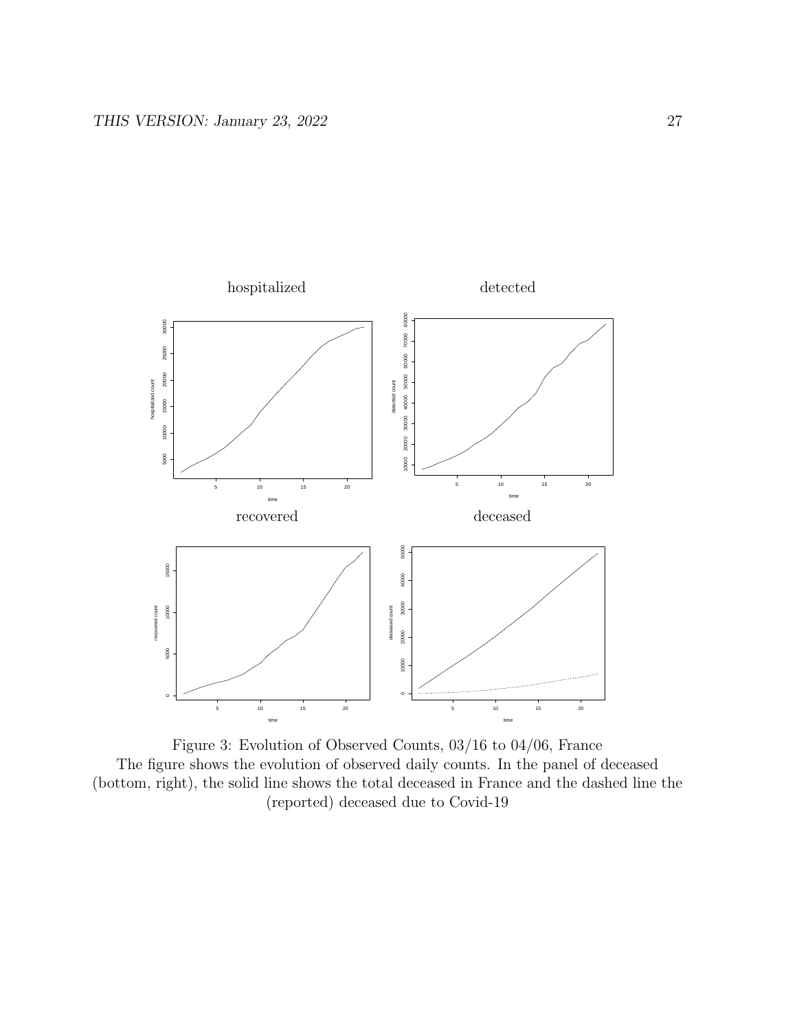Figure 3: Evolution of Observed Counts, 03/16 to 04/06, France
The figure shows the evolution of observed daily counts. In the panel of deceased (bottom, right), the solid line shows the total deceased in France and the dashed line the (reported) deceased due to Covid-19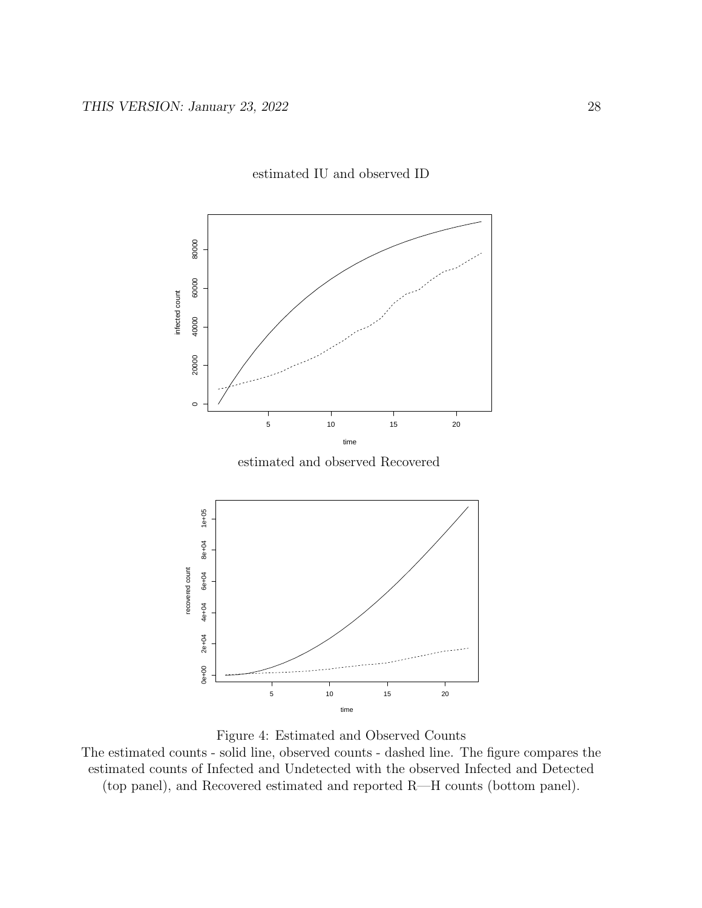estimated IU and observed ID

estimated and observed Recovered

Figure 4: Estimated and Observed Counts

The estimated counts - solid line, observed counts - dashed line. The figure compares the estimated counts of Infected and Undetected with the observed Infected and Detected (top panel), and Recovered estimated and reported R—H counts (bottom panel).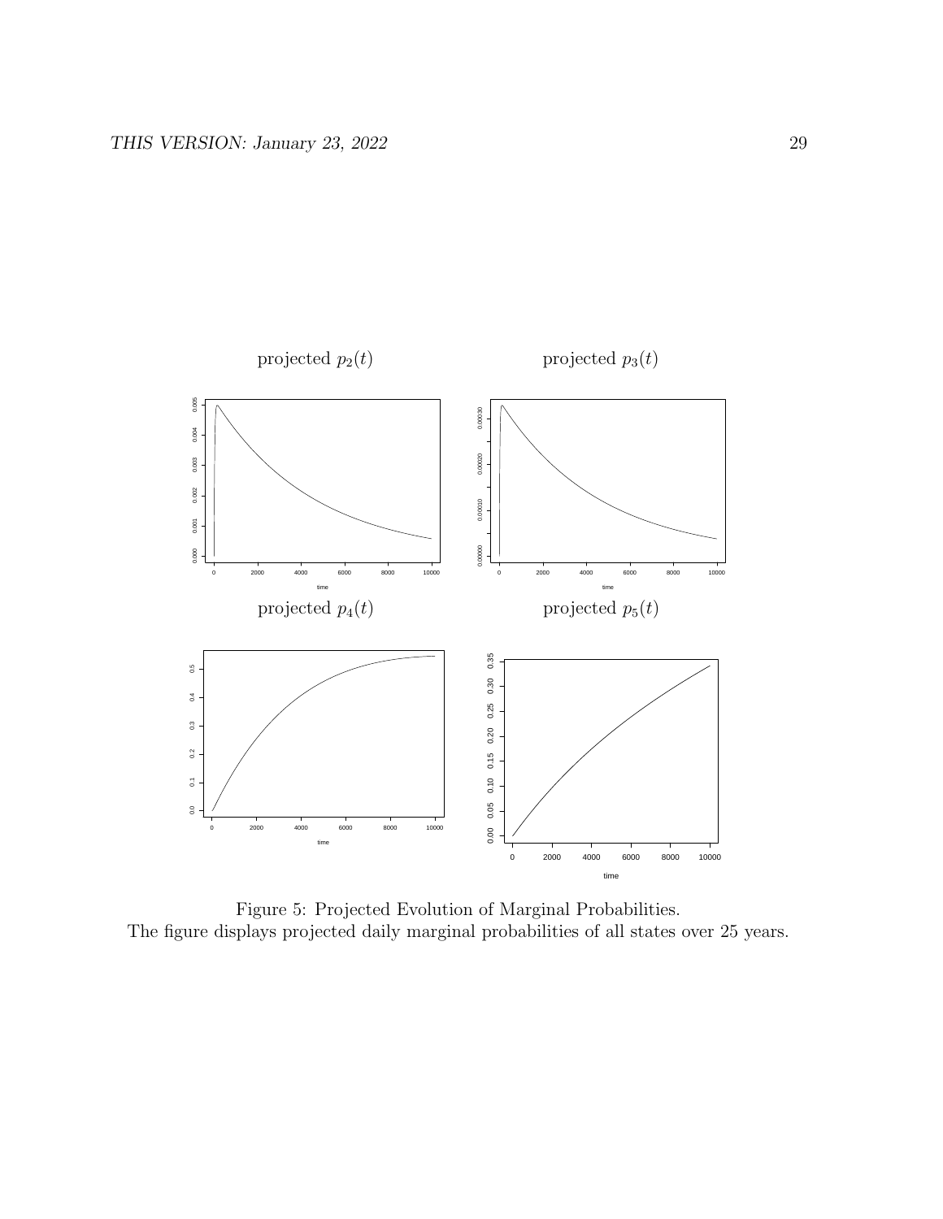Figure 5: Projected Evolution of Marginal Probabilities.
The figure displays projected daily marginal probabilities of all states over 25 years.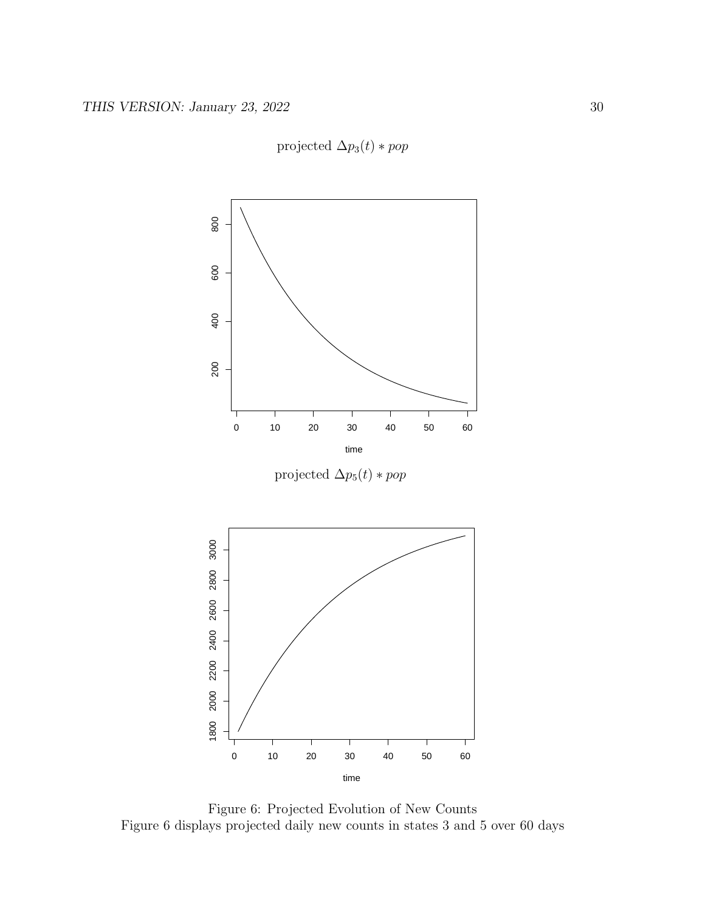projected $\Delta p_3(t) * pop$

800
600
400
200
0
10
20
30
40
50
60
time

projected $\Delta p_5(t) * pop$

3000
2800
2600
2400
2200
2000
1800
0
10
20
30
40
50
60
time

Figure 6: Projected Evolution of New Counts
Figure 6 displays projected daily new counts in states 3 and 5 over 60 days